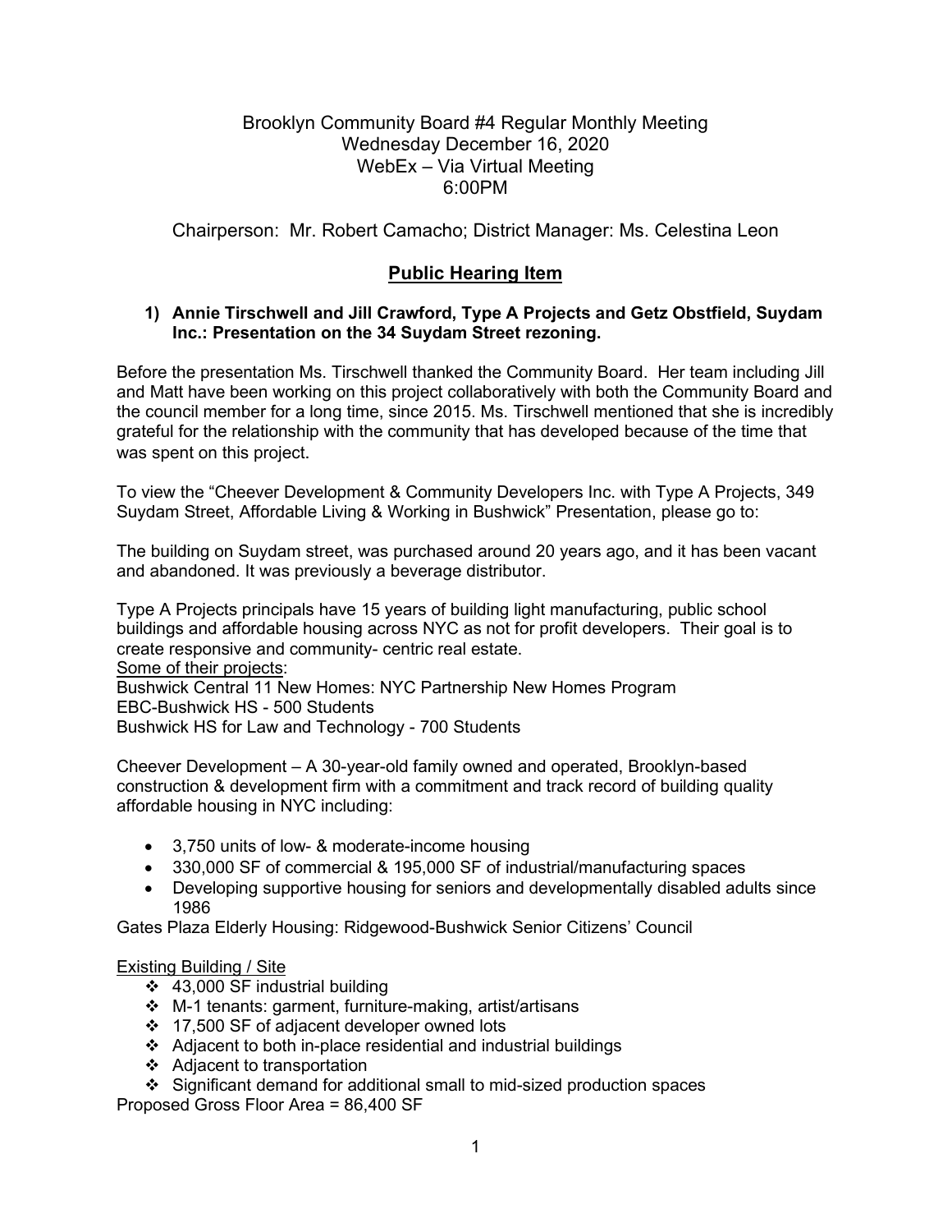Brooklyn Community Board #4 Regular Monthly Meeting
Wednesday December 16, 2020
WebEx – Via Virtual Meeting
6:00PM

Chairperson: Mr. Robert Camacho; District Manager: Ms. Celestina Leon

## Public Hearing Item

1) **Annie Tirschwell and Jill Crawford, Type A Projects and Getz Obstfield, Suydam Inc.: Presentation on the 34 Suydam Street rezoning.**

Before the presentation Ms. Tirschwell thanked the Community Board. Her team including Jill and Matt have been working on this project collaboratively with both the Community Board and the council member for a long time, since 2015. Ms. Tirschwell mentioned that she is incredibly grateful for the relationship with the community that has developed because of the time that was spent on this project.

To view the "Cheever Development & Community Developers Inc. with Type A Projects, 349 Suydam Street, Affordable Living & Working in Bushwick" Presentation, please go to:

The building on Suydam street, was purchased around 20 years ago, and it has been vacant and abandoned. It was previously a beverage distributor.

Type A Projects principals have 15 years of building light manufacturing, public school buildings and affordable housing across NYC as not for profit developers. Their goal is to create responsive and community- centric real estate.
Some of their projects:
Bushwick Central 11 New Homes: NYC Partnership New Homes Program
EBC-Bushwick HS - 500 Students
Bushwick HS for Law and Technology - 700 Students

Cheever Development – A 30-year-old family owned and operated, Brooklyn-based construction & development firm with a commitment and track record of building quality affordable housing in NYC including:

- 3,750 units of low- & moderate-income housing
- 330,000 SF of commercial & 195,000 SF of industrial/manufacturing spaces
- Developing supportive housing for seniors and developmentally disabled adults since 1986

Gates Plaza Elderly Housing: Ridgewood-Bushwick Senior Citizens' Council

Existing Building / Site

- 43,000 SF industrial building
- M-1 tenants: garment, furniture-making, artist/artisans
- 17,500 SF of adjacent developer owned lots
- Adjacent to both in-place residential and industrial buildings
- Adjacent to transportation
- Significant demand for additional small to mid-sized production spaces

Proposed Gross Floor Area = 86,400 SF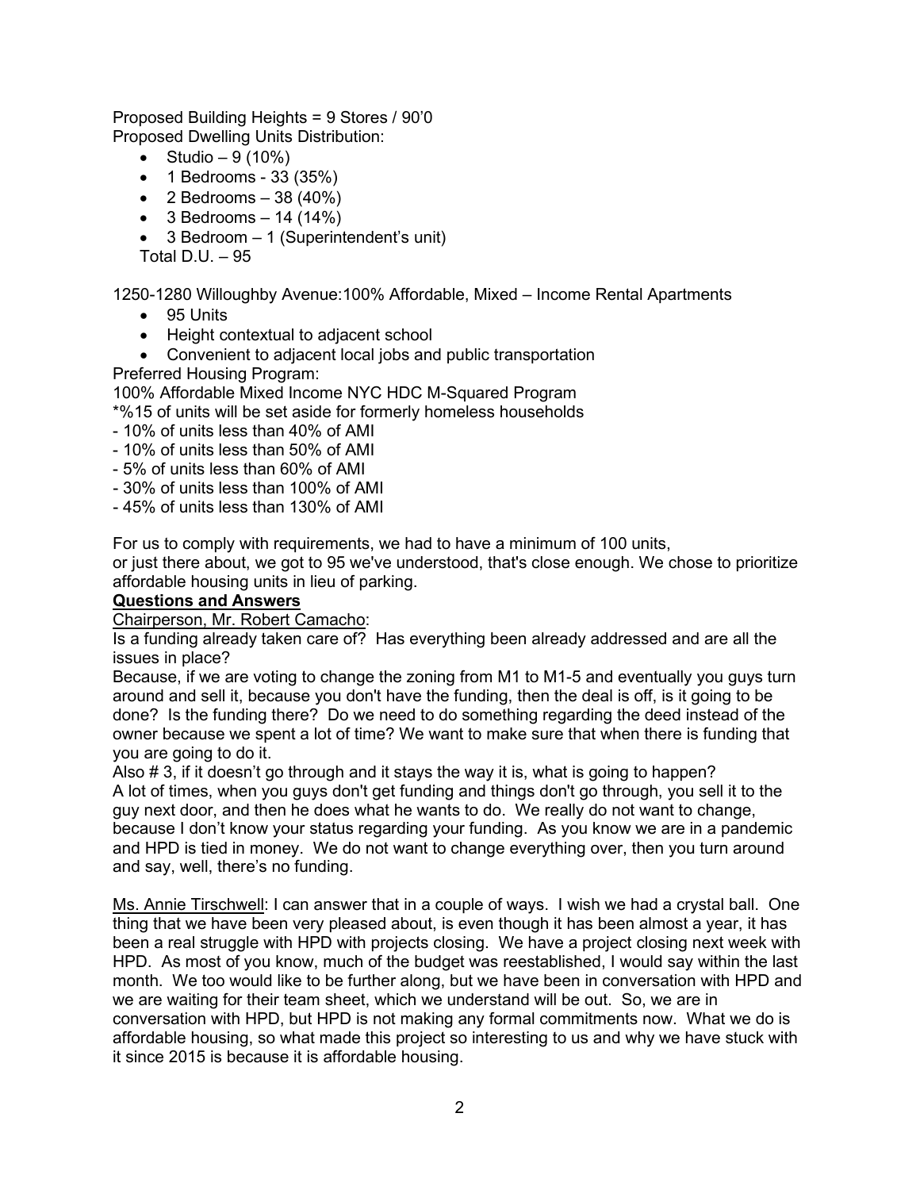Proposed Building Heights = 9 Stores / 90'0
Proposed Dwelling Units Distribution:

- Studio – 9 (10%)
- 1 Bedrooms - 33 (35%)
- 2 Bedrooms – 38 (40%)
- 3 Bedrooms – 14 (14%)
- 3 Bedroom – 1 (Superintendent's unit)

Total D.U. – 95

1250-1280 Willoughby Avenue:100% Affordable, Mixed – Income Rental Apartments

- 95 Units
- Height contextual to adjacent school
- Convenient to adjacent local jobs and public transportation

Preferred Housing Program:
100% Affordable Mixed Income NYC HDC M-Squared Program
*%15 of units will be set aside for formerly homeless households
- 10% of units less than 40% of AMI
- 10% of units less than 50% of AMI
- 5% of units less than 60% of AMI
- 30% of units less than 100% of AMI
- 45% of units less than 130% of AMI

For us to comply with requirements, we had to have a minimum of 100 units, or just there about, we got to 95 we've understood, that's close enough. We chose to prioritize affordable housing units in lieu of parking.

**<u>Questions and Answers</u>**

<u>Chairperson, Mr. Robert Camacho</u>:
Is a funding already taken care of? Has everything been already addressed and are all the issues in place?
Because, if we are voting to change the zoning from M1 to M1-5 and eventually you guys turn around and sell it, because you don't have the funding, then the deal is off, is it going to be done? Is the funding there? Do we need to do something regarding the deed instead of the owner because we spent a lot of time? We want to make sure that when there is funding that you are going to do it.
Also # 3, if it doesn't go through and it stays the way it is, what is going to happen? A lot of times, when you guys don't get funding and things don't go through, you sell it to the guy next door, and then he does what he wants to do. We really do not want to change, because I don't know your status regarding your funding. As you know we are in a pandemic and HPD is tied in money. We do not want to change everything over, then you turn around and say, well, there's no funding.

<u>Ms. Annie Tirschwell</u>: I can answer that in a couple of ways. I wish we had a crystal ball. One thing that we have been very pleased about, is even though it has been almost a year, it has been a real struggle with HPD with projects closing. We have a project closing next week with HPD. As most of you know, much of the budget was reestablished, I would say within the last month. We too would like to be further along, but we have been in conversation with HPD and we are waiting for their team sheet, which we understand will be out. So, we are in conversation with HPD, but HPD is not making any formal commitments now. What we do is affordable housing, so what made this project so interesting to us and why we have stuck with it since 2015 is because it is affordable housing.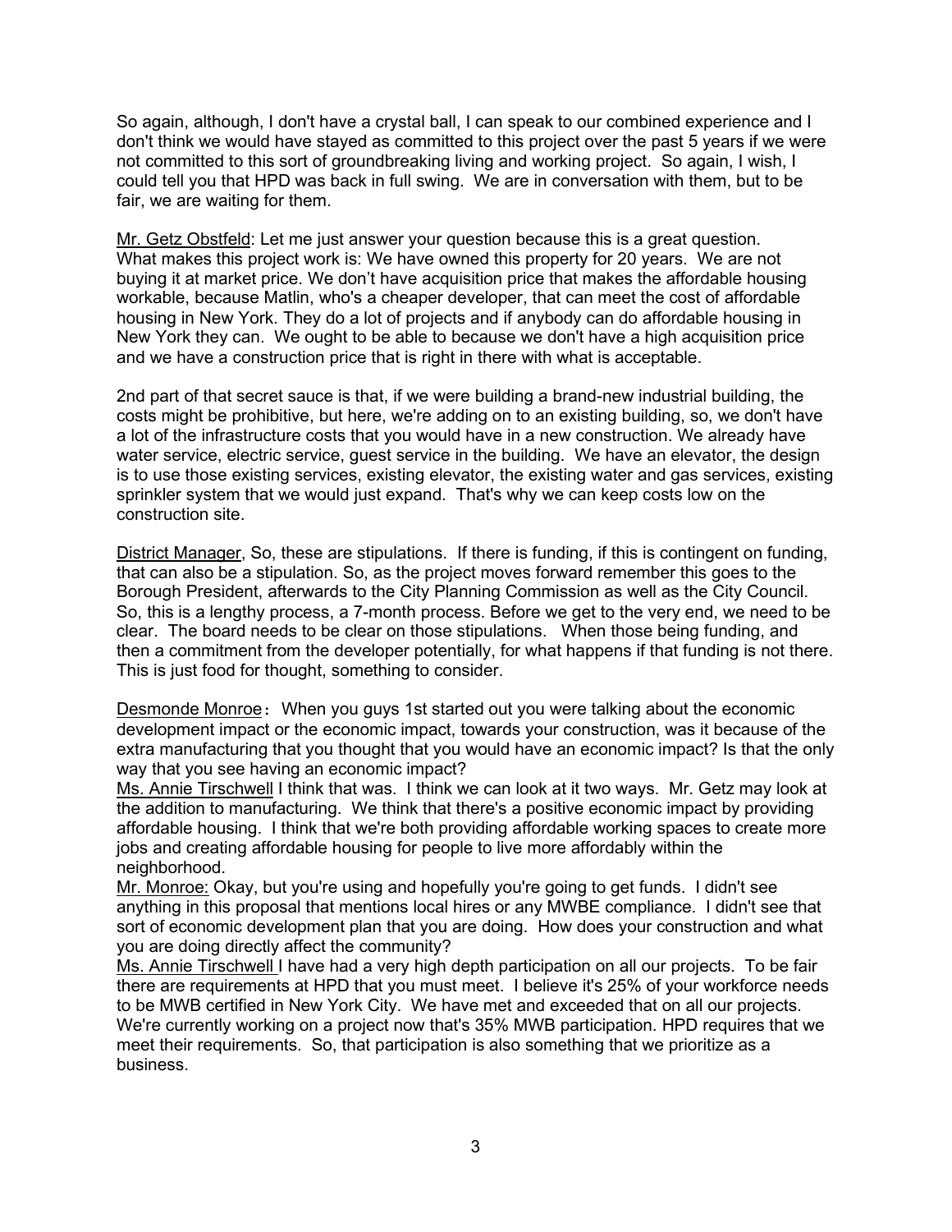So again, although, I don't have a crystal ball, I can speak to our combined experience and I don't think we would have stayed as committed to this project over the past 5 years if we were not committed to this sort of groundbreaking living and working project. So again, I wish, I could tell you that HPD was back in full swing. We are in conversation with them, but to be fair, we are waiting for them.

Mr. Getz Obstfeld: Let me just answer your question because this is a great question. What makes this project work is: We have owned this property for 20 years. We are not buying it at market price. We don't have acquisition price that makes the affordable housing workable, because Matlin, who's a cheaper developer, that can meet the cost of affordable housing in New York. They do a lot of projects and if anybody can do affordable housing in New York they can. We ought to be able to because we don't have a high acquisition price and we have a construction price that is right in there with what is acceptable.

2nd part of that secret sauce is that, if we were building a brand-new industrial building, the costs might be prohibitive, but here, we're adding on to an existing building, so, we don't have a lot of the infrastructure costs that you would have in a new construction. We already have water service, electric service, guest service in the building. We have an elevator, the design is to use those existing services, existing elevator, the existing water and gas services, existing sprinkler system that we would just expand. That's why we can keep costs low on the construction site.

District Manager, So, these are stipulations. If there is funding, if this is contingent on funding, that can also be a stipulation. So, as the project moves forward remember this goes to the Borough President, afterwards to the City Planning Commission as well as the City Council. So, this is a lengthy process, a 7-month process. Before we get to the very end, we need to be clear. The board needs to be clear on those stipulations. When those being funding, and then a commitment from the developer potentially, for what happens if that funding is not there. This is just food for thought, something to consider.

Desmonde Monroe： When you guys 1st started out you were talking about the economic development impact or the economic impact, towards your construction, was it because of the extra manufacturing that you thought that you would have an economic impact? Is that the only way that you see having an economic impact?

Ms. Annie Tirschwell I think that was. I think we can look at it two ways. Mr. Getz may look at the addition to manufacturing. We think that there's a positive economic impact by providing affordable housing. I think that we're both providing affordable working spaces to create more jobs and creating affordable housing for people to live more affordably within the neighborhood.

Mr. Monroe: Okay, but you're using and hopefully you're going to get funds. I didn't see anything in this proposal that mentions local hires or any MWBE compliance. I didn't see that sort of economic development plan that you are doing. How does your construction and what you are doing directly affect the community?

Ms. Annie Tirschwell I have had a very high depth participation on all our projects. To be fair there are requirements at HPD that you must meet. I believe it's 25% of your workforce needs to be MWB certified in New York City. We have met and exceeded that on all our projects. We're currently working on a project now that's 35% MWB participation. HPD requires that we meet their requirements. So, that participation is also something that we prioritize as a business.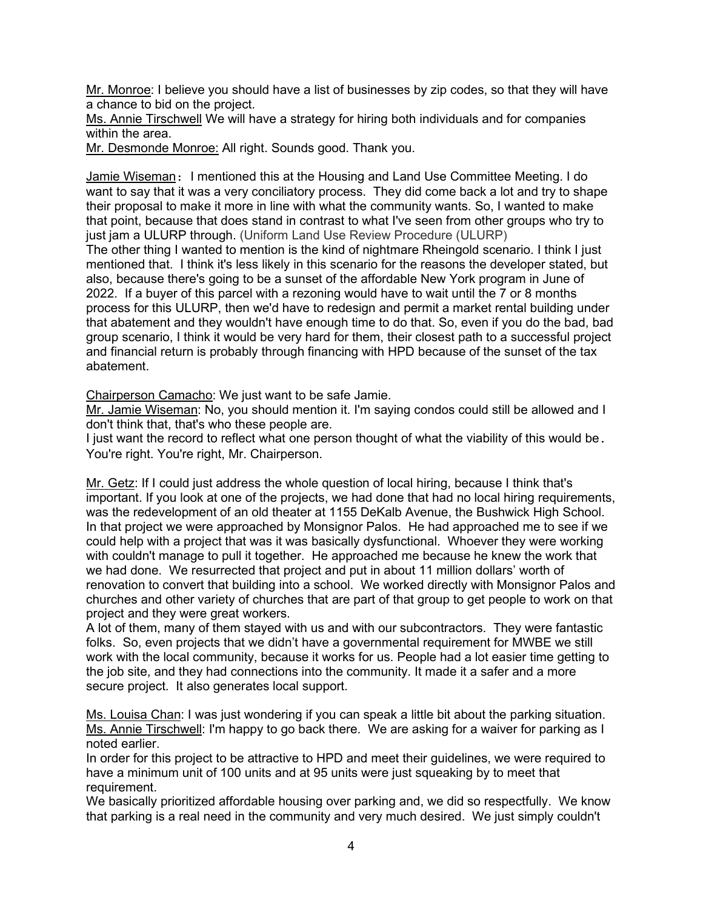Mr. Monroe: I believe you should have a list of businesses by zip codes, so that they will have a chance to bid on the project.
Ms. Annie Tirschwell We will have a strategy for hiring both individuals and for companies within the area.
Mr. Desmonde Monroe: All right. Sounds good. Thank you.

Jamie Wiseman： I mentioned this at the Housing and Land Use Committee Meeting. I do want to say that it was a very conciliatory process. They did come back a lot and try to shape their proposal to make it more in line with what the community wants. So, I wanted to make that point, because that does stand in contrast to what I've seen from other groups who try to just jam a ULURP through. (Uniform Land Use Review Procedure (ULURP)
The other thing I wanted to mention is the kind of nightmare Rheingold scenario. I think I just mentioned that. I think it's less likely in this scenario for the reasons the developer stated, but also, because there's going to be a sunset of the affordable New York program in June of 2022. If a buyer of this parcel with a rezoning would have to wait until the 7 or 8 months process for this ULURP, then we'd have to redesign and permit a market rental building under that abatement and they wouldn't have enough time to do that. So, even if you do the bad, bad group scenario, I think it would be very hard for them, their closest path to a successful project and financial return is probably through financing with HPD because of the sunset of the tax abatement.

Chairperson Camacho: We just want to be safe Jamie.
Mr. Jamie Wiseman: No, you should mention it. I'm saying condos could still be allowed and I don't think that, that's who these people are.
I just want the record to reflect what one person thought of what the viability of this would be. You're right. You're right, Mr. Chairperson.

Mr. Getz: If I could just address the whole question of local hiring, because I think that's important. If you look at one of the projects, we had done that had no local hiring requirements, was the redevelopment of an old theater at 1155 DeKalb Avenue, the Bushwick High School. In that project we were approached by Monsignor Palos. He had approached me to see if we could help with a project that was it was basically dysfunctional. Whoever they were working with couldn't manage to pull it together. He approached me because he knew the work that we had done. We resurrected that project and put in about 11 million dollars' worth of renovation to convert that building into a school. We worked directly with Monsignor Palos and churches and other variety of churches that are part of that group to get people to work on that project and they were great workers.
A lot of them, many of them stayed with us and with our subcontractors. They were fantastic folks. So, even projects that we didn't have a governmental requirement for MWBE we still work with the local community, because it works for us. People had a lot easier time getting to the job site, and they had connections into the community. It made it a safer and a more secure project. It also generates local support.

Ms. Louisa Chan: I was just wondering if you can speak a little bit about the parking situation.
Ms. Annie Tirschwell: I'm happy to go back there. We are asking for a waiver for parking as I noted earlier.
In order for this project to be attractive to HPD and meet their guidelines, we were required to have a minimum unit of 100 units and at 95 units were just squeaking by to meet that requirement.
We basically prioritized affordable housing over parking and, we did so respectfully. We know that parking is a real need in the community and very much desired. We just simply couldn't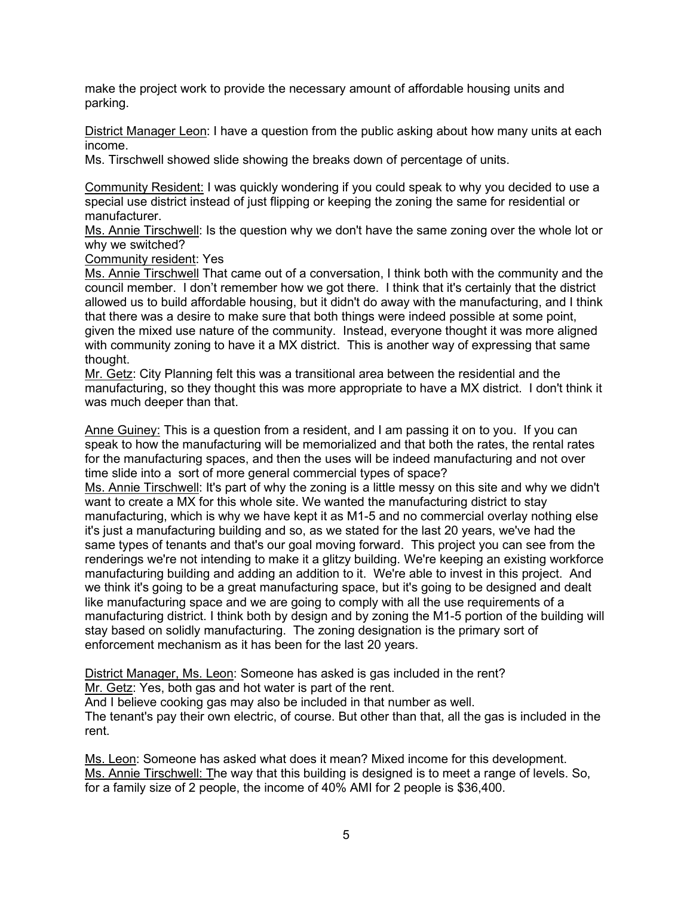make the project work to provide the necessary amount of affordable housing units and parking.

District Manager Leon: I have a question from the public asking about how many units at each income.
Ms. Tirschwell showed slide showing the breaks down of percentage of units.

Community Resident: I was quickly wondering if you could speak to why you decided to use a special use district instead of just flipping or keeping the zoning the same for residential or manufacturer.
Ms. Annie Tirschwell: Is the question why we don't have the same zoning over the whole lot or why we switched?
Community resident: Yes
Ms. Annie Tirschwell That came out of a conversation, I think both with the community and the council member. I don't remember how we got there. I think that it's certainly that the district allowed us to build affordable housing, but it didn't do away with the manufacturing, and I think that there was a desire to make sure that both things were indeed possible at some point, given the mixed use nature of the community. Instead, everyone thought it was more aligned with community zoning to have it a MX district. This is another way of expressing that same thought.
Mr. Getz: City Planning felt this was a transitional area between the residential and the manufacturing, so they thought this was more appropriate to have a MX district. I don't think it was much deeper than that.

Anne Guiney: This is a question from a resident, and I am passing it on to you. If you can speak to how the manufacturing will be memorialized and that both the rates, the rental rates for the manufacturing spaces, and then the uses will be indeed manufacturing and not over time slide into a sort of more general commercial types of space?
Ms. Annie Tirschwell: It's part of why the zoning is a little messy on this site and why we didn't want to create a MX for this whole site. We wanted the manufacturing district to stay manufacturing, which is why we have kept it as M1-5 and no commercial overlay nothing else it's just a manufacturing building and so, as we stated for the last 20 years, we've had the same types of tenants and that's our goal moving forward. This project you can see from the renderings we're not intending to make it a glitzy building. We're keeping an existing workforce manufacturing building and adding an addition to it. We're able to invest in this project. And we think it's going to be a great manufacturing space, but it's going to be designed and dealt like manufacturing space and we are going to comply with all the use requirements of a manufacturing district. I think both by design and by zoning the M1-5 portion of the building will stay based on solidly manufacturing. The zoning designation is the primary sort of enforcement mechanism as it has been for the last 20 years.

District Manager, Ms. Leon: Someone has asked is gas included in the rent?
Mr. Getz: Yes, both gas and hot water is part of the rent.
And I believe cooking gas may also be included in that number as well.
The tenant's pay their own electric, of course. But other than that, all the gas is included in the rent.

Ms. Leon: Someone has asked what does it mean? Mixed income for this development.
Ms. Annie Tirschwell: The way that this building is designed is to meet a range of levels. So, for a family size of 2 people, the income of 40% AMI for 2 people is $36,400.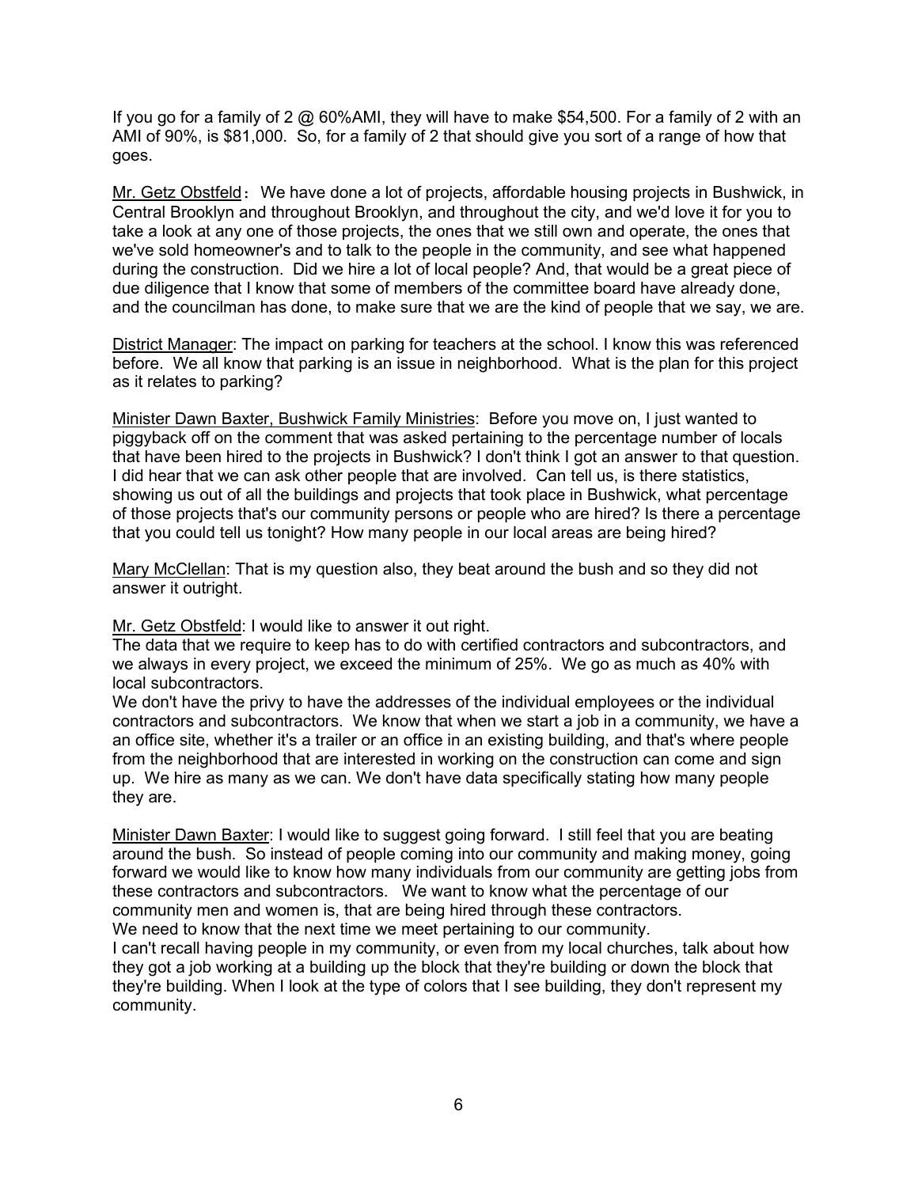If you go for a family of 2 @ 60%AMI, they will have to make $54,500. For a family of 2 with an AMI of 90%, is $81,000. So, for a family of 2 that should give you sort of a range of how that goes.

Mr. Getz Obstfeld： We have done a lot of projects, affordable housing projects in Bushwick, in Central Brooklyn and throughout Brooklyn, and throughout the city, and we'd love it for you to take a look at any one of those projects, the ones that we still own and operate, the ones that we've sold homeowner's and to talk to the people in the community, and see what happened during the construction. Did we hire a lot of local people? And, that would be a great piece of due diligence that I know that some of members of the committee board have already done, and the councilman has done, to make sure that we are the kind of people that we say, we are.

District Manager: The impact on parking for teachers at the school. I know this was referenced before. We all know that parking is an issue in neighborhood. What is the plan for this project as it relates to parking?

Minister Dawn Baxter, Bushwick Family Ministries: Before you move on, I just wanted to piggyback off on the comment that was asked pertaining to the percentage number of locals that have been hired to the projects in Bushwick? I don't think I got an answer to that question. I did hear that we can ask other people that are involved. Can tell us, is there statistics, showing us out of all the buildings and projects that took place in Bushwick, what percentage of those projects that's our community persons or people who are hired? Is there a percentage that you could tell us tonight? How many people in our local areas are being hired?

Mary McClellan: That is my question also, they beat around the bush and so they did not answer it outright.

Mr. Getz Obstfeld: I would like to answer it out right.
The data that we require to keep has to do with certified contractors and subcontractors, and we always in every project, we exceed the minimum of 25%. We go as much as 40% with local subcontractors.
We don't have the privy to have the addresses of the individual employees or the individual contractors and subcontractors. We know that when we start a job in a community, we have a an office site, whether it's a trailer or an office in an existing building, and that's where people from the neighborhood that are interested in working on the construction can come and sign up. We hire as many as we can. We don't have data specifically stating how many people they are.

Minister Dawn Baxter: I would like to suggest going forward. I still feel that you are beating around the bush. So instead of people coming into our community and making money, going forward we would like to know how many individuals from our community are getting jobs from these contractors and subcontractors. We want to know what the percentage of our community men and women is, that are being hired through these contractors.
We need to know that the next time we meet pertaining to our community.
I can't recall having people in my community, or even from my local churches, talk about how they got a job working at a building up the block that they're building or down the block that they're building. When I look at the type of colors that I see building, they don't represent my community.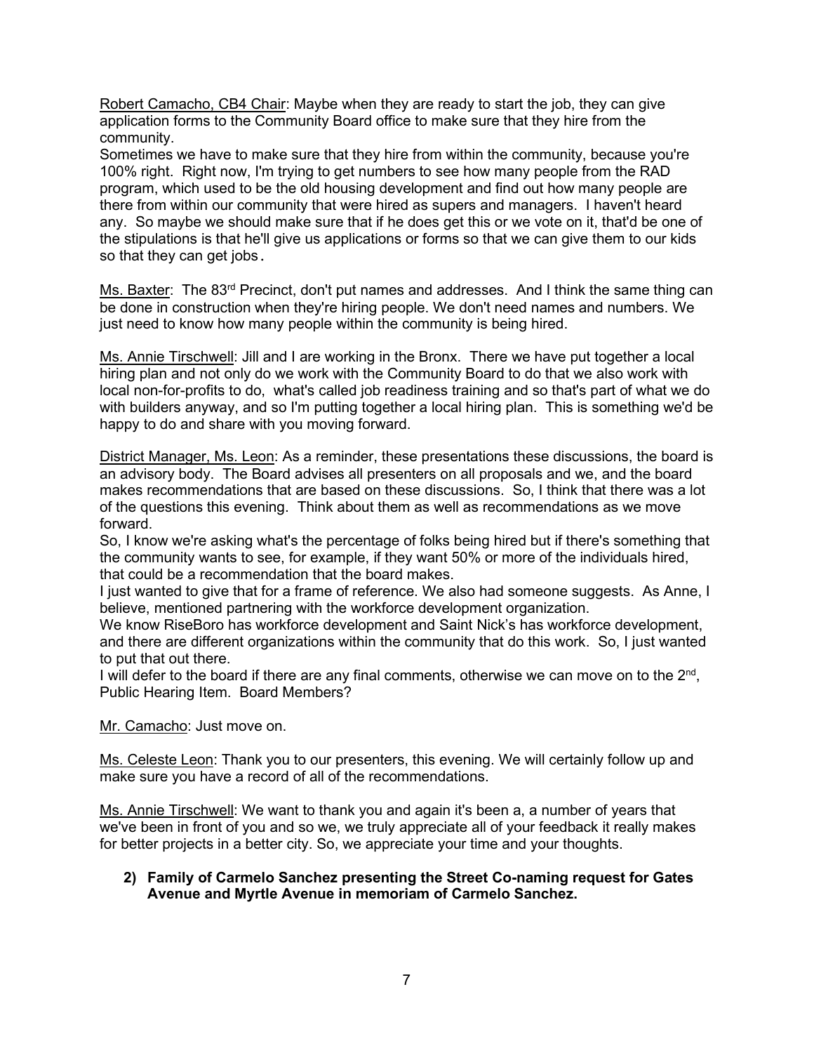Robert Camacho, CB4 Chair: Maybe when they are ready to start the job, they can give application forms to the Community Board office to make sure that they hire from the community.
Sometimes we have to make sure that they hire from within the community, because you're 100% right. Right now, I'm trying to get numbers to see how many people from the RAD program, which used to be the old housing development and find out how many people are there from within our community that were hired as supers and managers. I haven't heard any. So maybe we should make sure that if he does get this or we vote on it, that'd be one of the stipulations is that he'll give us applications or forms so that we can give them to our kids so that they can get jobs.

Ms. Baxter: The 83rd Precinct, don't put names and addresses. And I think the same thing can be done in construction when they're hiring people. We don't need names and numbers. We just need to know how many people within the community is being hired.

Ms. Annie Tirschwell: Jill and I are working in the Bronx. There we have put together a local hiring plan and not only do we work with the Community Board to do that we also work with local non-for-profits to do, what's called job readiness training and so that's part of what we do with builders anyway, and so I'm putting together a local hiring plan. This is something we'd be happy to do and share with you moving forward.

District Manager, Ms. Leon: As a reminder, these presentations these discussions, the board is an advisory body. The Board advises all presenters on all proposals and we, and the board makes recommendations that are based on these discussions. So, I think that there was a lot of the questions this evening. Think about them as well as recommendations as we move forward.
So, I know we're asking what's the percentage of folks being hired but if there's something that the community wants to see, for example, if they want 50% or more of the individuals hired, that could be a recommendation that the board makes.
I just wanted to give that for a frame of reference. We also had someone suggests. As Anne, I believe, mentioned partnering with the workforce development organization.
We know RiseBoro has workforce development and Saint Nick's has workforce development, and there are different organizations within the community that do this work. So, I just wanted to put that out there.
I will defer to the board if there are any final comments, otherwise we can move on to the 2nd, Public Hearing Item. Board Members?

Mr. Camacho: Just move on.

Ms. Celeste Leon: Thank you to our presenters, this evening. We will certainly follow up and make sure you have a record of all of the recommendations.

Ms. Annie Tirschwell: We want to thank you and again it's been a, a number of years that we've been in front of you and so we, we truly appreciate all of your feedback it really makes for better projects in a better city. So, we appreciate your time and your thoughts.

**2) Family of Carmelo Sanchez presenting the Street Co-naming request for Gates Avenue and Myrtle Avenue in memoriam of Carmelo Sanchez.**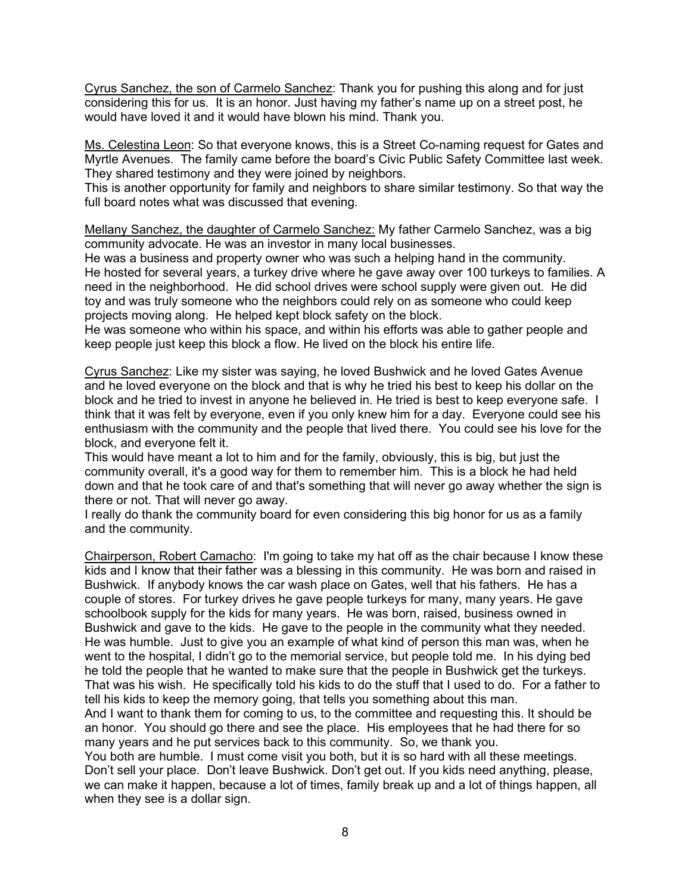<u>Cyrus Sanchez, the son of Carmelo Sanchez</u>: Thank you for pushing this along and for just considering this for us. It is an honor. Just having my father's name up on a street post, he would have loved it and it would have blown his mind. Thank you.

<u>Ms. Celestina Leon</u>: So that everyone knows, this is a Street Co-naming request for Gates and Myrtle Avenues. The family came before the board's Civic Public Safety Committee last week. They shared testimony and they were joined by neighbors.
This is another opportunity for family and neighbors to share similar testimony. So that way the full board notes what was discussed that evening.

<u>Mellany Sanchez, the daughter of Carmelo Sanchez:</u> My father Carmelo Sanchez, was a big community advocate. He was an investor in many local businesses.
He was a business and property owner who was such a helping hand in the community.
He hosted for several years, a turkey drive where he gave away over 100 turkeys to families. A need in the neighborhood. He did school drives were school supply were given out. He did toy and was truly someone who the neighbors could rely on as someone who could keep projects moving along. He helped kept block safety on the block.
He was someone who within his space, and within his efforts was able to gather people and keep people just keep this block a flow. He lived on the block his entire life.

<u>Cyrus Sanchez</u>: Like my sister was saying, he loved Bushwick and he loved Gates Avenue and he loved everyone on the block and that is why he tried his best to keep his dollar on the block and he tried to invest in anyone he believed in. He tried is best to keep everyone safe. I think that it was felt by everyone, even if you only knew him for a day. Everyone could see his enthusiasm with the community and the people that lived there. You could see his love for the block, and everyone felt it.
This would have meant a lot to him and for the family, obviously, this is big, but just the community overall, it's a good way for them to remember him. This is a block he had held down and that he took care of and that's something that will never go away whether the sign is there or not. That will never go away.
I really do thank the community board for even considering this big honor for us as a family and the community.

<u>Chairperson, Robert Camacho</u>: I'm going to take my hat off as the chair because I know these kids and I know that their father was a blessing in this community. He was born and raised in Bushwick. If anybody knows the car wash place on Gates, well that his fathers. He has a couple of stores. For turkey drives he gave people turkeys for many, many years. He gave schoolbook supply for the kids for many years. He was born, raised, business owned in Bushwick and gave to the kids. He gave to the people in the community what they needed. He was humble. Just to give you an example of what kind of person this man was, when he went to the hospital, I didn't go to the memorial service, but people told me. In his dying bed he told the people that he wanted to make sure that the people in Bushwick get the turkeys. That was his wish. He specifically told his kids to do the stuff that I used to do. For a father to tell his kids to keep the memory going, that tells you something about this man.
And I want to thank them for coming to us, to the committee and requesting this. It should be an honor. You should go there and see the place. His employees that he had there for so many years and he put services back to this community. So, we thank you.
You both are humble. I must come visit you both, but it is so hard with all these meetings. Don't sell your place. Don't leave Bushwick. Don't get out. If you kids need anything, please, we can make it happen, because a lot of times, family break up and a lot of things happen, all when they see is a dollar sign.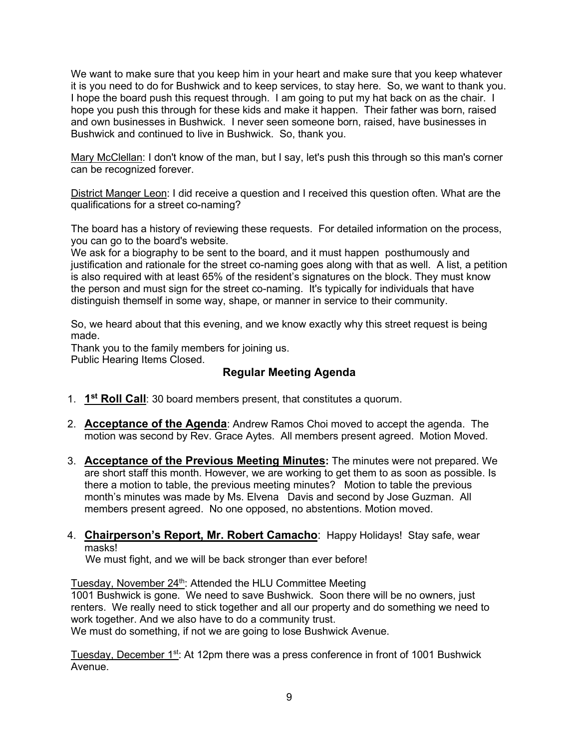We want to make sure that you keep him in your heart and make sure that you keep whatever it is you need to do for Bushwick and to keep services, to stay here. So, we want to thank you. I hope the board push this request through. I am going to put my hat back on as the chair. I hope you push this through for these kids and make it happen. Their father was born, raised and own businesses in Bushwick. I never seen someone born, raised, have businesses in Bushwick and continued to live in Bushwick. So, thank you.

Mary McClellan: I don't know of the man, but I say, let's push this through so this man's corner can be recognized forever.

District Manger Leon: I did receive a question and I received this question often. What are the qualifications for a street co-naming?

The board has a history of reviewing these requests. For detailed information on the process, you can go to the board's website.
We ask for a biography to be sent to the board, and it must happen posthumously and justification and rationale for the street co-naming goes along with that as well. A list, a petition is also required with at least 65% of the resident's signatures on the block. They must know the person and must sign for the street co-naming. It's typically for individuals that have distinguish themself in some way, shape, or manner in service to their community.

So, we heard about that this evening, and we know exactly why this street request is being made.
Thank you to the family members for joining us.
Public Hearing Items Closed.

## Regular Meeting Agenda

1. **1st Roll Call**: 30 board members present, that constitutes a quorum.

2. **Acceptance of the Agenda**: Andrew Ramos Choi moved to accept the agenda. The motion was second by Rev. Grace Aytes. All members present agreed. Motion Moved.

3. **Acceptance of the Previous Meeting Minutes:** The minutes were not prepared. We are short staff this month. However, we are working to get them to as soon as possible. Is there a motion to table, the previous meeting minutes? Motion to table the previous month's minutes was made by Ms. Elvena Davis and second by Jose Guzman. All members present agreed. No one opposed, no abstentions. Motion moved.

4. **Chairperson's Report, Mr. Robert Camacho**: Happy Holidays! Stay safe, wear masks!
   We must fight, and we will be back stronger than ever before!

Tuesday, November 24th: Attended the HLU Committee Meeting
1001 Bushwick is gone. We need to save Bushwick. Soon there will be no owners, just renters. We really need to stick together and all our property and do something we need to work together. And we also have to do a community trust.
We must do something, if not we are going to lose Bushwick Avenue.

Tuesday, December 1st: At 12pm there was a press conference in front of 1001 Bushwick Avenue.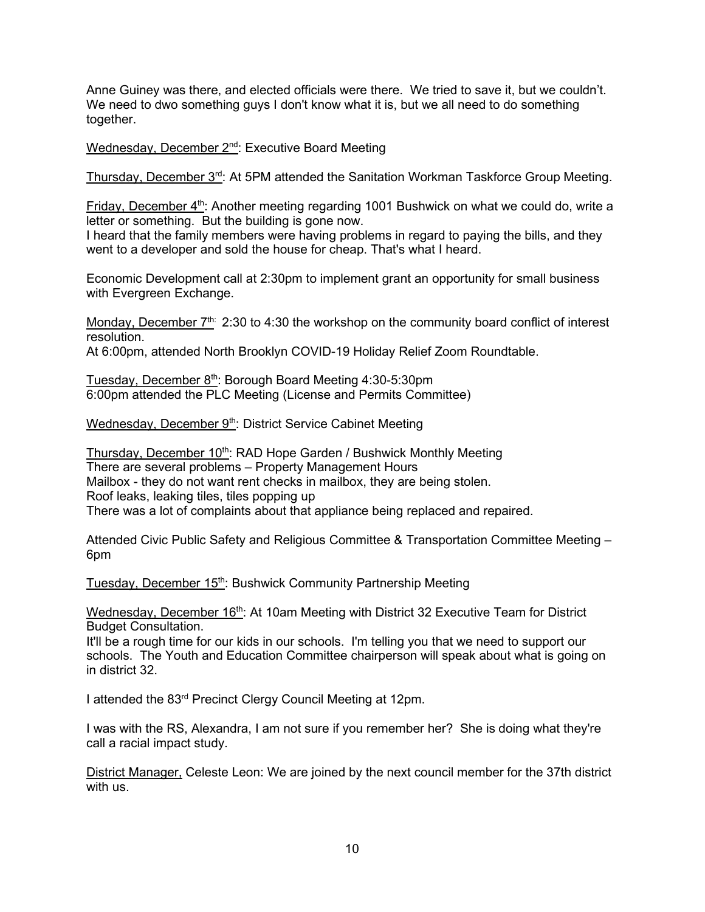Anne Guiney was there, and elected officials were there. We tried to save it, but we couldn't. We need to dwo something guys I don't know what it is, but we all need to do something together.

Wednesday, December 2nd: Executive Board Meeting

Thursday, December 3rd: At 5PM attended the Sanitation Workman Taskforce Group Meeting.

Friday, December 4th: Another meeting regarding 1001 Bushwick on what we could do, write a letter or something. But the building is gone now.
I heard that the family members were having problems in regard to paying the bills, and they went to a developer and sold the house for cheap. That's what I heard.

Economic Development call at 2:30pm to implement grant an opportunity for small business with Evergreen Exchange.

Monday, December 7th: 2:30 to 4:30 the workshop on the community board conflict of interest resolution.
At 6:00pm, attended North Brooklyn COVID-19 Holiday Relief Zoom Roundtable.

Tuesday, December 8th: Borough Board Meeting 4:30-5:30pm
6:00pm attended the PLC Meeting (License and Permits Committee)

Wednesday, December 9th: District Service Cabinet Meeting

Thursday, December 10th: RAD Hope Garden / Bushwick Monthly Meeting
There are several problems – Property Management Hours
Mailbox - they do not want rent checks in mailbox, they are being stolen.
Roof leaks, leaking tiles, tiles popping up
There was a lot of complaints about that appliance being replaced and repaired.

Attended Civic Public Safety and Religious Committee & Transportation Committee Meeting – 6pm

Tuesday, December 15th: Bushwick Community Partnership Meeting

Wednesday, December 16th: At 10am Meeting with District 32 Executive Team for District Budget Consultation.
It'll be a rough time for our kids in our schools. I'm telling you that we need to support our schools. The Youth and Education Committee chairperson will speak about what is going on in district 32.

I attended the 83rd Precinct Clergy Council Meeting at 12pm.

I was with the RS, Alexandra, I am not sure if you remember her? She is doing what they're call a racial impact study.

District Manager, Celeste Leon: We are joined by the next council member for the 37th district with us.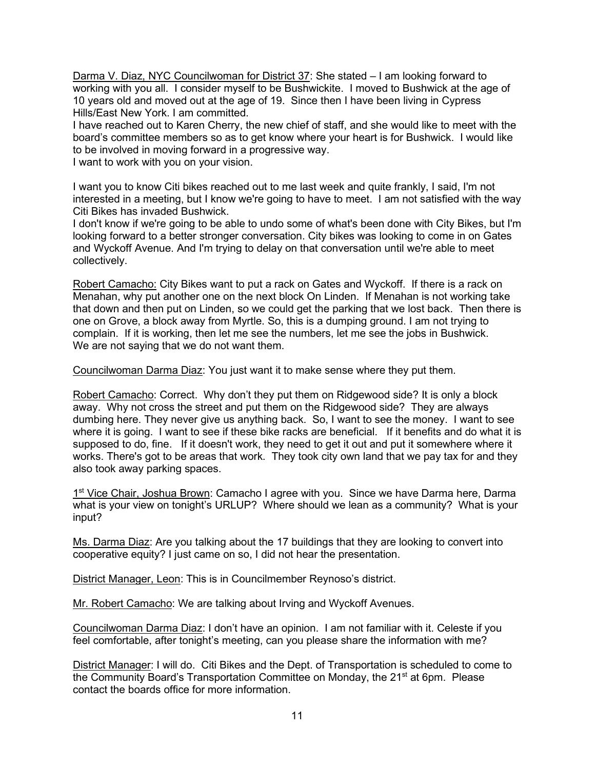Darma V. Diaz, NYC Councilwoman for District 37: She stated – I am looking forward to working with you all. I consider myself to be Bushwickite. I moved to Bushwick at the age of 10 years old and moved out at the age of 19. Since then I have been living in Cypress Hills/East New York. I am committed.
I have reached out to Karen Cherry, the new chief of staff, and she would like to meet with the board's committee members so as to get know where your heart is for Bushwick. I would like to be involved in moving forward in a progressive way.
I want to work with you on your vision.

I want you to know Citi bikes reached out to me last week and quite frankly, I said, I'm not interested in a meeting, but I know we're going to have to meet. I am not satisfied with the way Citi Bikes has invaded Bushwick.
I don't know if we're going to be able to undo some of what's been done with City Bikes, but I'm looking forward to a better stronger conversation. City bikes was looking to come in on Gates and Wyckoff Avenue. And I'm trying to delay on that conversation until we're able to meet collectively.

Robert Camacho: City Bikes want to put a rack on Gates and Wyckoff. If there is a rack on Menahan, why put another one on the next block On Linden. If Menahan is not working take that down and then put on Linden, so we could get the parking that we lost back. Then there is one on Grove, a block away from Myrtle. So, this is a dumping ground. I am not trying to complain. If it is working, then let me see the numbers, let me see the jobs in Bushwick. We are not saying that we do not want them.

Councilwoman Darma Diaz: You just want it to make sense where they put them.

Robert Camacho: Correct. Why don't they put them on Ridgewood side? It is only a block away. Why not cross the street and put them on the Ridgewood side? They are always dumbing here. They never give us anything back. So, I want to see the money. I want to see where it is going. I want to see if these bike racks are beneficial. If it benefits and do what it is supposed to do, fine. If it doesn't work, they need to get it out and put it somewhere where it works. There's got to be areas that work. They took city own land that we pay tax for and they also took away parking spaces.

1st Vice Chair, Joshua Brown: Camacho I agree with you. Since we have Darma here, Darma what is your view on tonight's URLUP? Where should we lean as a community? What is your input?

Ms. Darma Diaz: Are you talking about the 17 buildings that they are looking to convert into cooperative equity? I just came on so, I did not hear the presentation.

District Manager, Leon: This is in Councilmember Reynoso's district.

Mr. Robert Camacho: We are talking about Irving and Wyckoff Avenues.

Councilwoman Darma Diaz: I don't have an opinion. I am not familiar with it. Celeste if you feel comfortable, after tonight's meeting, can you please share the information with me?

District Manager: I will do. Citi Bikes and the Dept. of Transportation is scheduled to come to the Community Board's Transportation Committee on Monday, the 21st at 6pm. Please contact the boards office for more information.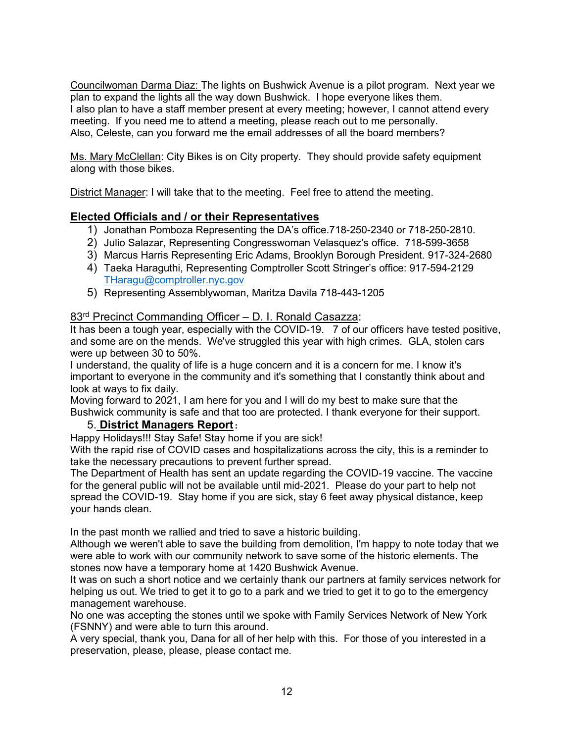Councilwoman Darma Diaz: The lights on Bushwick Avenue is a pilot program. Next year we plan to expand the lights all the way down Bushwick. I hope everyone likes them.
I also plan to have a staff member present at every meeting; however, I cannot attend every meeting. If you need me to attend a meeting, please reach out to me personally.
Also, Celeste, can you forward me the email addresses of all the board members?

Ms. Mary McClellan: City Bikes is on City property. They should provide safety equipment along with those bikes.

District Manager: I will take that to the meeting. Feel free to attend the meeting.

## Elected Officials and / or their Representatives

1) Jonathan Pomboza Representing the DA's office.718-250-2340 or 718-250-2810.
2) Julio Salazar, Representing Congresswoman Velasquez's office. 718-599-3658
3) Marcus Harris Representing Eric Adams, Brooklyn Borough President. 917-324-2680
4) Taeka Haraguthi, Representing Comptroller Scott Stringer's office: 917-594-2129 THaragu@comptroller.nyc.gov
5) Representing Assemblywoman, Maritza Davila 718-443-1205

83rd Precinct Commanding Officer – D. I. Ronald Casazza:
It has been a tough year, especially with the COVID-19. 7 of our officers have tested positive, and some are on the mends. We've struggled this year with high crimes. GLA, stolen cars were up between 30 to 50%.
I understand, the quality of life is a huge concern and it is a concern for me. I know it's important to everyone in the community and it's something that I constantly think about and look at ways to fix daily.
Moving forward to 2021, I am here for you and I will do my best to make sure that the Bushwick community is safe and that too are protected. I thank everyone for their support.

## 5. District Managers Report:

Happy Holidays!!! Stay Safe! Stay home if you are sick!
With the rapid rise of COVID cases and hospitalizations across the city, this is a reminder to take the necessary precautions to prevent further spread.
The Department of Health has sent an update regarding the COVID-19 vaccine. The vaccine for the general public will not be available until mid-2021. Please do your part to help not spread the COVID-19. Stay home if you are sick, stay 6 feet away physical distance, keep your hands clean.

In the past month we rallied and tried to save a historic building.
Although we weren't able to save the building from demolition, I'm happy to note today that we were able to work with our community network to save some of the historic elements. The stones now have a temporary home at 1420 Bushwick Avenue.
It was on such a short notice and we certainly thank our partners at family services network for helping us out. We tried to get it to go to a park and we tried to get it to go to the emergency management warehouse.
No one was accepting the stones until we spoke with Family Services Network of New York (FSNNY) and were able to turn this around.
A very special, thank you, Dana for all of her help with this. For those of you interested in a preservation, please, please, please contact me.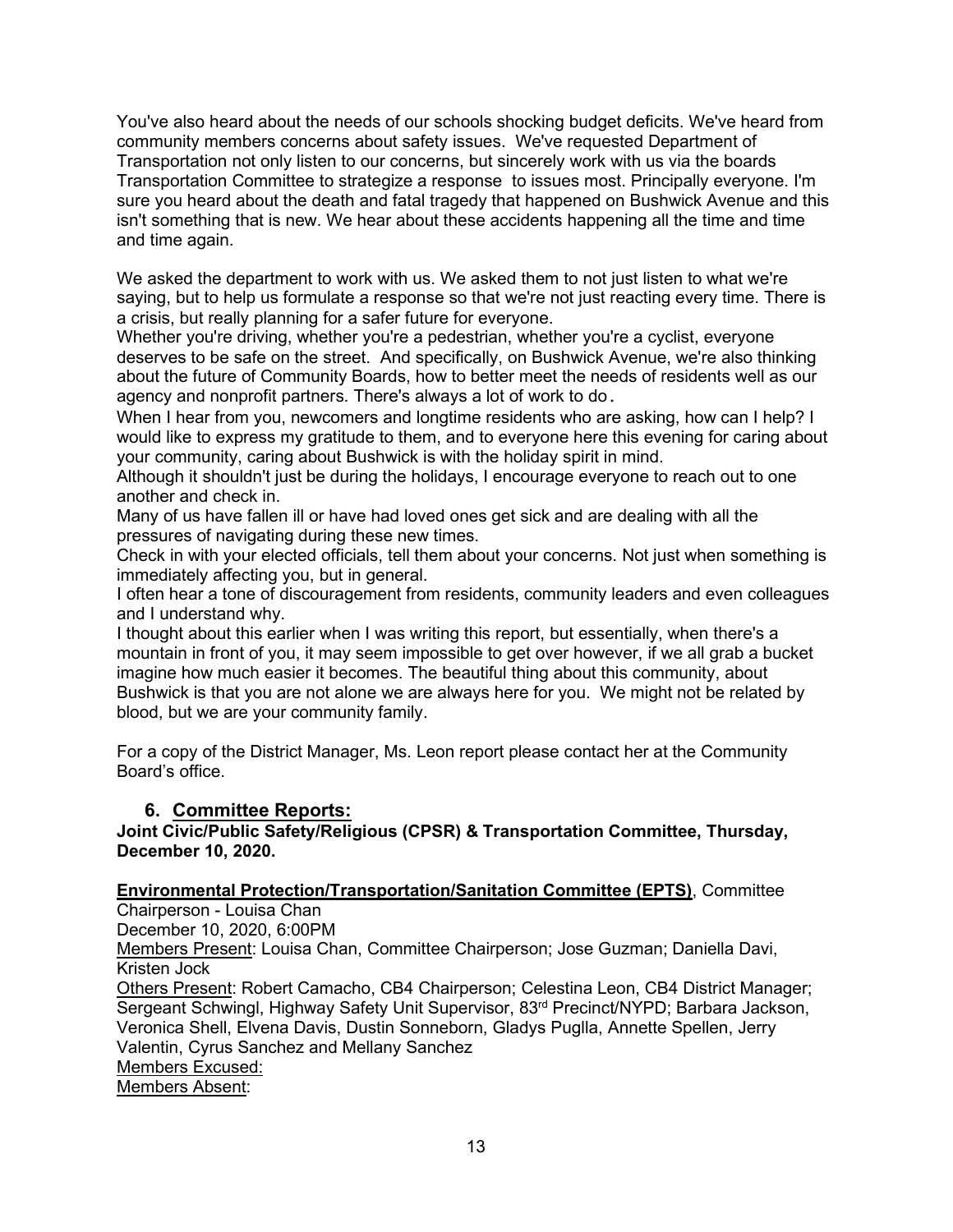You've also heard about the needs of our schools shocking budget deficits. We've heard from community members concerns about safety issues. We've requested Department of Transportation not only listen to our concerns, but sincerely work with us via the boards Transportation Committee to strategize a response to issues most. Principally everyone. I'm sure you heard about the death and fatal tragedy that happened on Bushwick Avenue and this isn't something that is new. We hear about these accidents happening all the time and time and time again.

We asked the department to work with us. We asked them to not just listen to what we're saying, but to help us formulate a response so that we're not just reacting every time. There is a crisis, but really planning for a safer future for everyone.

Whether you're driving, whether you're a pedestrian, whether you're a cyclist, everyone deserves to be safe on the street. And specifically, on Bushwick Avenue, we're also thinking about the future of Community Boards, how to better meet the needs of residents well as our agency and nonprofit partners. There's always a lot of work to do.

When I hear from you, newcomers and longtime residents who are asking, how can I help? I would like to express my gratitude to them, and to everyone here this evening for caring about your community, caring about Bushwick is with the holiday spirit in mind.

Although it shouldn't just be during the holidays, I encourage everyone to reach out to one another and check in.

Many of us have fallen ill or have had loved ones get sick and are dealing with all the pressures of navigating during these new times.

Check in with your elected officials, tell them about your concerns. Not just when something is immediately affecting you, but in general.

I often hear a tone of discouragement from residents, community leaders and even colleagues and I understand why.

I thought about this earlier when I was writing this report, but essentially, when there's a mountain in front of you, it may seem impossible to get over however, if we all grab a bucket imagine how much easier it becomes. The beautiful thing about this community, about Bushwick is that you are not alone we are always here for you. We might not be related by blood, but we are your community family.

For a copy of the District Manager, Ms. Leon report please contact her at the Community Board's office.

## 6. Committee Reports:

**Joint Civic/Public Safety/Religious (CPSR) & Transportation Committee, Thursday, December 10, 2020.**

**Environmental Protection/Transportation/Sanitation Committee (EPTS)**, Committee Chairperson - Louisa Chan

December 10, 2020, 6:00PM

Members Present: Louisa Chan, Committee Chairperson; Jose Guzman; Daniella Davi, Kristen Jock

Others Present: Robert Camacho, CB4 Chairperson; Celestina Leon, CB4 District Manager; Sergeant Schwingl, Highway Safety Unit Supervisor, 83rd Precinct/NYPD; Barbara Jackson, Veronica Shell, Elvena Davis, Dustin Sonneborn, Gladys Puglla, Annette Spellen, Jerry Valentin, Cyrus Sanchez and Mellany Sanchez

Members Excused:

Members Absent: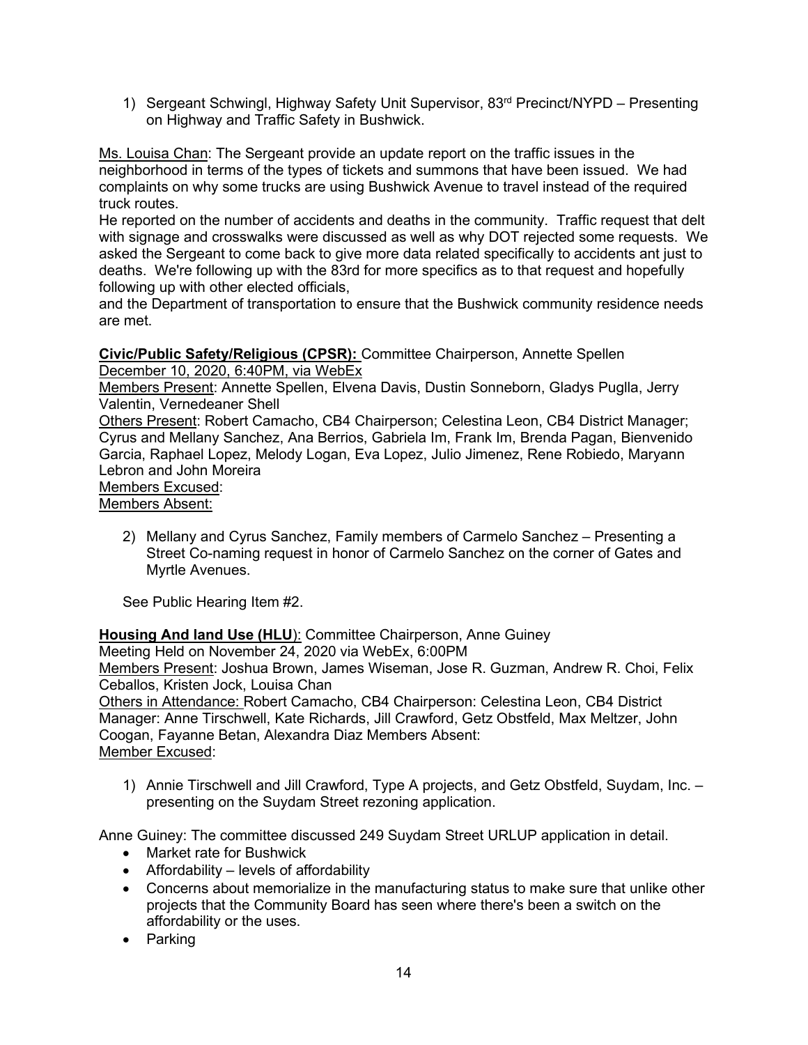1) Sergeant Schwingl, Highway Safety Unit Supervisor, 83rd Precinct/NYPD – Presenting on Highway and Traffic Safety in Bushwick.

<u>Ms. Louisa Chan</u>: The Sergeant provide an update report on the traffic issues in the neighborhood in terms of the types of tickets and summons that have been issued. We had complaints on why some trucks are using Bushwick Avenue to travel instead of the required truck routes.
He reported on the number of accidents and deaths in the community. Traffic request that delt with signage and crosswalks were discussed as well as why DOT rejected some requests. We asked the Sergeant to come back to give more data related specifically to accidents ant just to deaths. We're following up with the 83rd for more specifics as to that request and hopefully following up with other elected officials,
and the Department of transportation to ensure that the Bushwick community residence needs are met.

**Civic/Public Safety/Religious (CPSR):** Committee Chairperson, Annette Spellen
<u>December 10, 2020, 6:40PM, via WebEx</u>
<u>Members Present</u>: Annette Spellen, Elvena Davis, Dustin Sonneborn, Gladys Puglla, Jerry Valentin, Vernedeaner Shell
<u>Others Present</u>: Robert Camacho, CB4 Chairperson; Celestina Leon, CB4 District Manager; Cyrus and Mellany Sanchez, Ana Berrios, Gabriela Im, Frank Im, Brenda Pagan, Bienvenido Garcia, Raphael Lopez, Melody Logan, Eva Lopez, Julio Jimenez, Rene Robiedo, Maryann Lebron and John Moreira
<u>Members Excused</u>:
<u>Members Absent:</u>

2) Mellany and Cyrus Sanchez, Family members of Carmelo Sanchez – Presenting a Street Co-naming request in honor of Carmelo Sanchez on the corner of Gates and Myrtle Avenues.

See Public Hearing Item #2.

**Housing And land Use (HLU**): Committee Chairperson, Anne Guiney
Meeting Held on November 24, 2020 via WebEx, 6:00PM
<u>Members Present</u>: Joshua Brown, James Wiseman, Jose R. Guzman, Andrew R. Choi, Felix Ceballos, Kristen Jock, Louisa Chan
<u>Others in Attendance:</u> Robert Camacho, CB4 Chairperson: Celestina Leon, CB4 District Manager: Anne Tirschwell, Kate Richards, Jill Crawford, Getz Obstfeld, Max Meltzer, John Coogan, Fayanne Betan, Alexandra Diaz Members Absent:
<u>Member Excused</u>:

1) Annie Tirschwell and Jill Crawford, Type A projects, and Getz Obstfeld, Suydam, Inc. – presenting on the Suydam Street rezoning application.

Anne Guiney: The committee discussed 249 Suydam Street URLUP application in detail.

- Market rate for Bushwick
- Affordability – levels of affordability
- Concerns about memorialize in the manufacturing status to make sure that unlike other projects that the Community Board has seen where there's been a switch on the affordability or the uses.
- Parking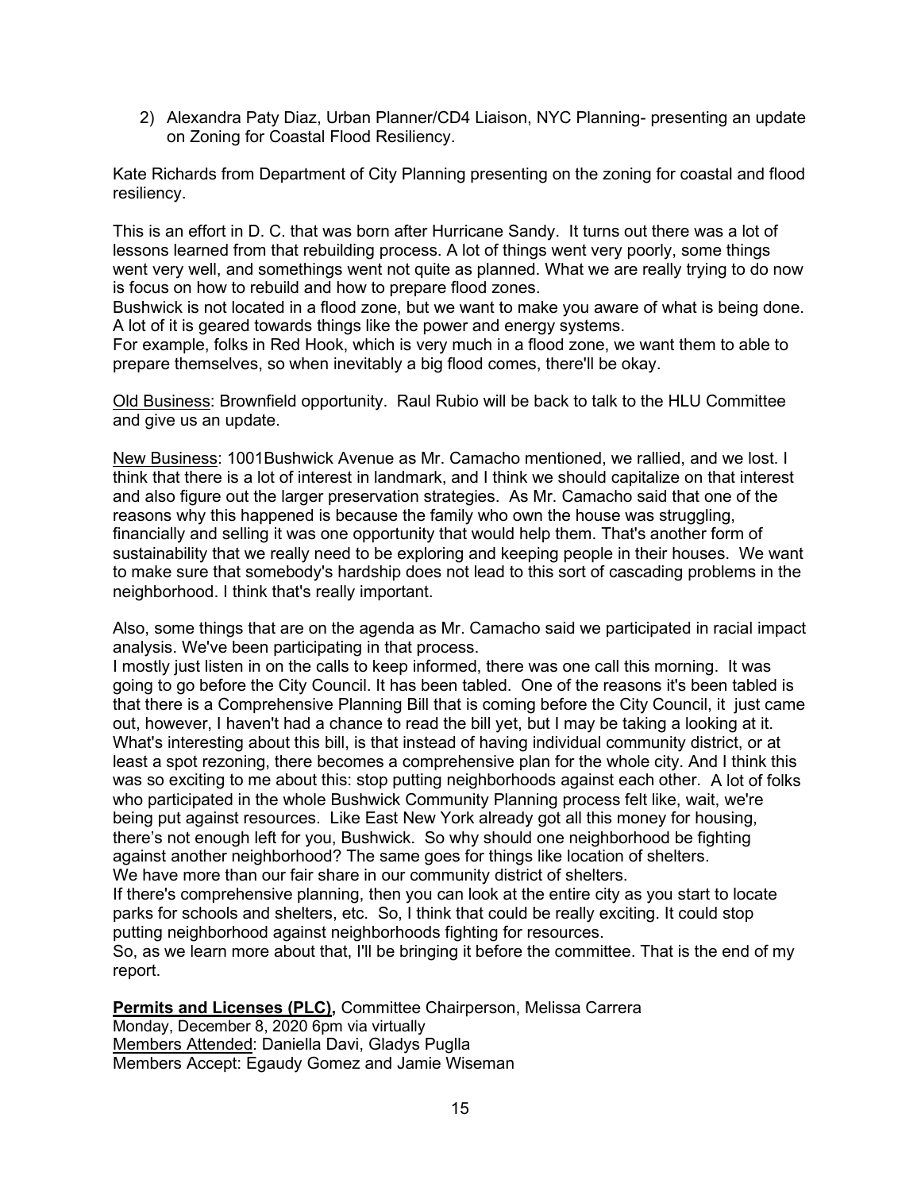2) Alexandra Paty Diaz, Urban Planner/CD4 Liaison, NYC Planning- presenting an update on Zoning for Coastal Flood Resiliency.

Kate Richards from Department of City Planning presenting on the zoning for coastal and flood resiliency.

This is an effort in D. C. that was born after Hurricane Sandy. It turns out there was a lot of lessons learned from that rebuilding process. A lot of things went very poorly, some things went very well, and somethings went not quite as planned. What we are really trying to do now is focus on how to rebuild and how to prepare flood zones.
Bushwick is not located in a flood zone, but we want to make you aware of what is being done. A lot of it is geared towards things like the power and energy systems.
For example, folks in Red Hook, which is very much in a flood zone, we want them to able to prepare themselves, so when inevitably a big flood comes, there'll be okay.

Old Business: Brownfield opportunity. Raul Rubio will be back to talk to the HLU Committee and give us an update.

New Business: 1001Bushwick Avenue as Mr. Camacho mentioned, we rallied, and we lost. I think that there is a lot of interest in landmark, and I think we should capitalize on that interest and also figure out the larger preservation strategies. As Mr. Camacho said that one of the reasons why this happened is because the family who own the house was struggling, financially and selling it was one opportunity that would help them. That's another form of sustainability that we really need to be exploring and keeping people in their houses. We want to make sure that somebody's hardship does not lead to this sort of cascading problems in the neighborhood. I think that's really important.

Also, some things that are on the agenda as Mr. Camacho said we participated in racial impact analysis. We've been participating in that process.
I mostly just listen in on the calls to keep informed, there was one call this morning. It was going to go before the City Council. It has been tabled. One of the reasons it's been tabled is that there is a Comprehensive Planning Bill that is coming before the City Council, it just came out, however, I haven't had a chance to read the bill yet, but I may be taking a looking at it. What's interesting about this bill, is that instead of having individual community district, or at least a spot rezoning, there becomes a comprehensive plan for the whole city. And I think this was so exciting to me about this: stop putting neighborhoods against each other. A lot of folks who participated in the whole Bushwick Community Planning process felt like, wait, we're being put against resources. Like East New York already got all this money for housing, there's not enough left for you, Bushwick. So why should one neighborhood be fighting against another neighborhood? The same goes for things like location of shelters.
We have more than our fair share in our community district of shelters.
If there's comprehensive planning, then you can look at the entire city as you start to locate parks for schools and shelters, etc. So, I think that could be really exciting. It could stop putting neighborhood against neighborhoods fighting for resources.
So, as we learn more about that, I'll be bringing it before the committee. That is the end of my report.

**Permits and Licenses (PLC),** Committee Chairperson, Melissa Carrera
Monday, December 8, 2020 6pm via virtually
Members Attended: Daniella Davi, Gladys Puglla
Members Accept: Egaudy Gomez and Jamie Wiseman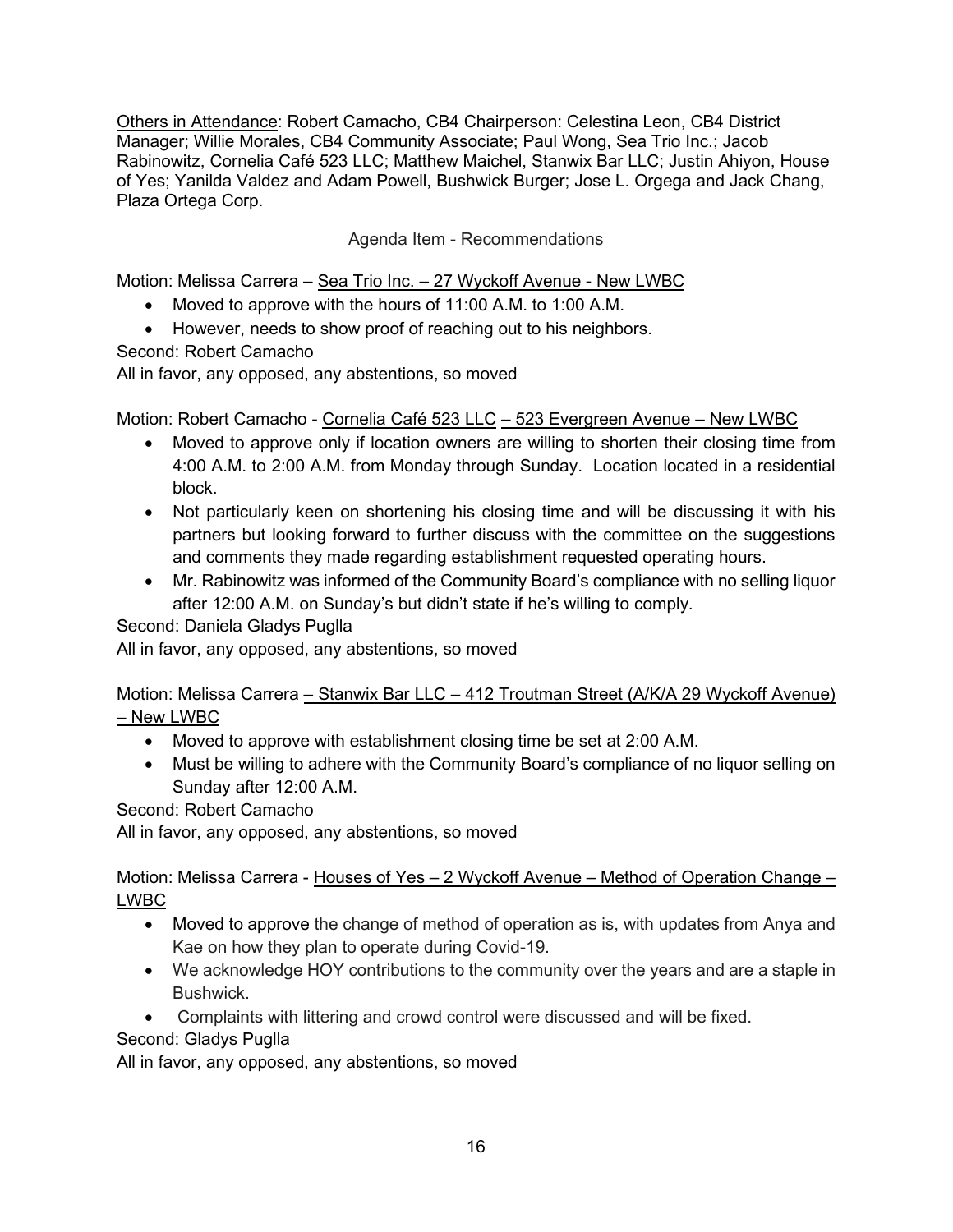Others in Attendance: Robert Camacho, CB4 Chairperson: Celestina Leon, CB4 District Manager; Willie Morales, CB4 Community Associate; Paul Wong, Sea Trio Inc.; Jacob Rabinowitz, Cornelia Café 523 LLC; Matthew Maichel, Stanwix Bar LLC; Justin Ahiyon, House of Yes; Yanilda Valdez and Adam Powell, Bushwick Burger; Jose L. Orgega and Jack Chang, Plaza Ortega Corp.

Agenda Item - Recommendations

Motion: Melissa Carrera – Sea Trio Inc. – 27 Wyckoff Avenue - New LWBC

- Moved to approve with the hours of 11:00 A.M. to 1:00 A.M.
- However, needs to show proof of reaching out to his neighbors.

Second: Robert Camacho

All in favor, any opposed, any abstentions, so moved

Motion: Robert Camacho - Cornelia Café 523 LLC – 523 Evergreen Avenue – New LWBC

- Moved to approve only if location owners are willing to shorten their closing time from 4:00 A.M. to 2:00 A.M. from Monday through Sunday. Location located in a residential block.
- Not particularly keen on shortening his closing time and will be discussing it with his partners but looking forward to further discuss with the committee on the suggestions and comments they made regarding establishment requested operating hours.
- Mr. Rabinowitz was informed of the Community Board's compliance with no selling liquor after 12:00 A.M. on Sunday's but didn't state if he's willing to comply.

Second: Daniela Gladys Puglla

All in favor, any opposed, any abstentions, so moved

Motion: Melissa Carrera – Stanwix Bar LLC – 412 Troutman Street (A/K/A 29 Wyckoff Avenue) – New LWBC

- Moved to approve with establishment closing time be set at 2:00 A.M.
- Must be willing to adhere with the Community Board's compliance of no liquor selling on Sunday after 12:00 A.M.

Second: Robert Camacho

All in favor, any opposed, any abstentions, so moved

Motion: Melissa Carrera - Houses of Yes – 2 Wyckoff Avenue – Method of Operation Change – LWBC

- Moved to approve the change of method of operation as is, with updates from Anya and Kae on how they plan to operate during Covid-19.
- We acknowledge HOY contributions to the community over the years and are a staple in Bushwick.
- Complaints with littering and crowd control were discussed and will be fixed.

Second: Gladys Puglla

All in favor, any opposed, any abstentions, so moved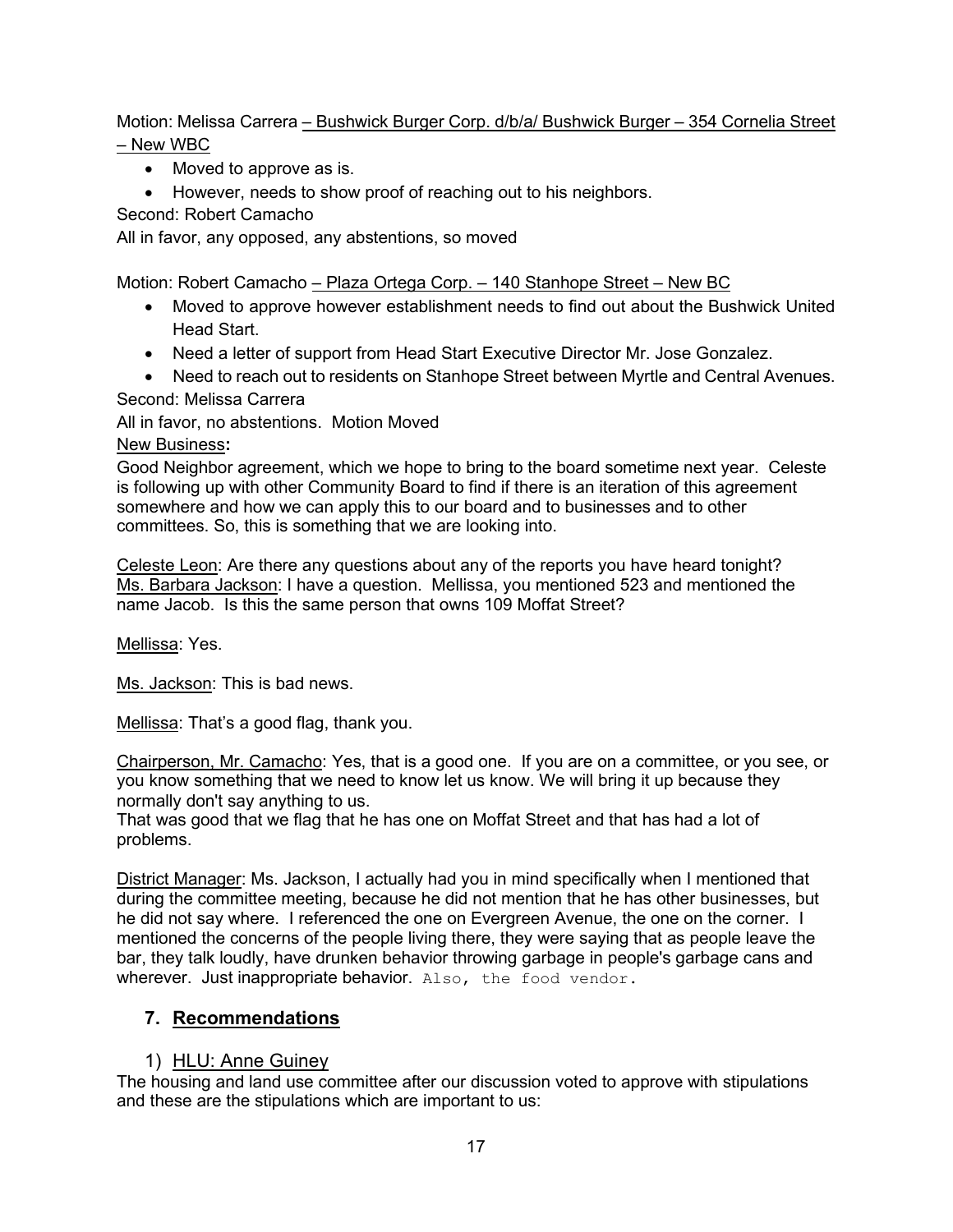Motion: Melissa Carrera – Bushwick Burger Corp. d/b/a/ Bushwick Burger – 354 Cornelia Street – New WBC

- Moved to approve as is.
- However, needs to show proof of reaching out to his neighbors.

Second: Robert Camacho

All in favor, any opposed, any abstentions, so moved

Motion: Robert Camacho – Plaza Ortega Corp. – 140 Stanhope Street – New BC

- Moved to approve however establishment needs to find out about the Bushwick United Head Start.
- Need a letter of support from Head Start Executive Director Mr. Jose Gonzalez.
- Need to reach out to residents on Stanhope Street between Myrtle and Central Avenues.

Second: Melissa Carrera

All in favor, no abstentions. Motion Moved

New Business**:**

Good Neighbor agreement, which we hope to bring to the board sometime next year. Celeste is following up with other Community Board to find if there is an iteration of this agreement somewhere and how we can apply this to our board and to businesses and to other committees. So, this is something that we are looking into.

Celeste Leon: Are there any questions about any of the reports you have heard tonight?

Ms. Barbara Jackson: I have a question. Mellissa, you mentioned 523 and mentioned the name Jacob. Is this the same person that owns 109 Moffat Street?

Mellissa: Yes.

Ms. Jackson: This is bad news.

Mellissa: That's a good flag, thank you.

Chairperson, Mr. Camacho: Yes, that is a good one. If you are on a committee, or you see, or you know something that we need to know let us know. We will bring it up because they normally don't say anything to us.

That was good that we flag that he has one on Moffat Street and that has had a lot of problems.

District Manager: Ms. Jackson, I actually had you in mind specifically when I mentioned that during the committee meeting, because he did not mention that he has other businesses, but he did not say where. I referenced the one on Evergreen Avenue, the one on the corner. I mentioned the concerns of the people living there, they were saying that as people leave the bar, they talk loudly, have drunken behavior throwing garbage in people's garbage cans and wherever. Just inappropriate behavior. Also, the food vendor.

## 7. Recommendations

### 1) HLU: Anne Guiney

The housing and land use committee after our discussion voted to approve with stipulations and these are the stipulations which are important to us: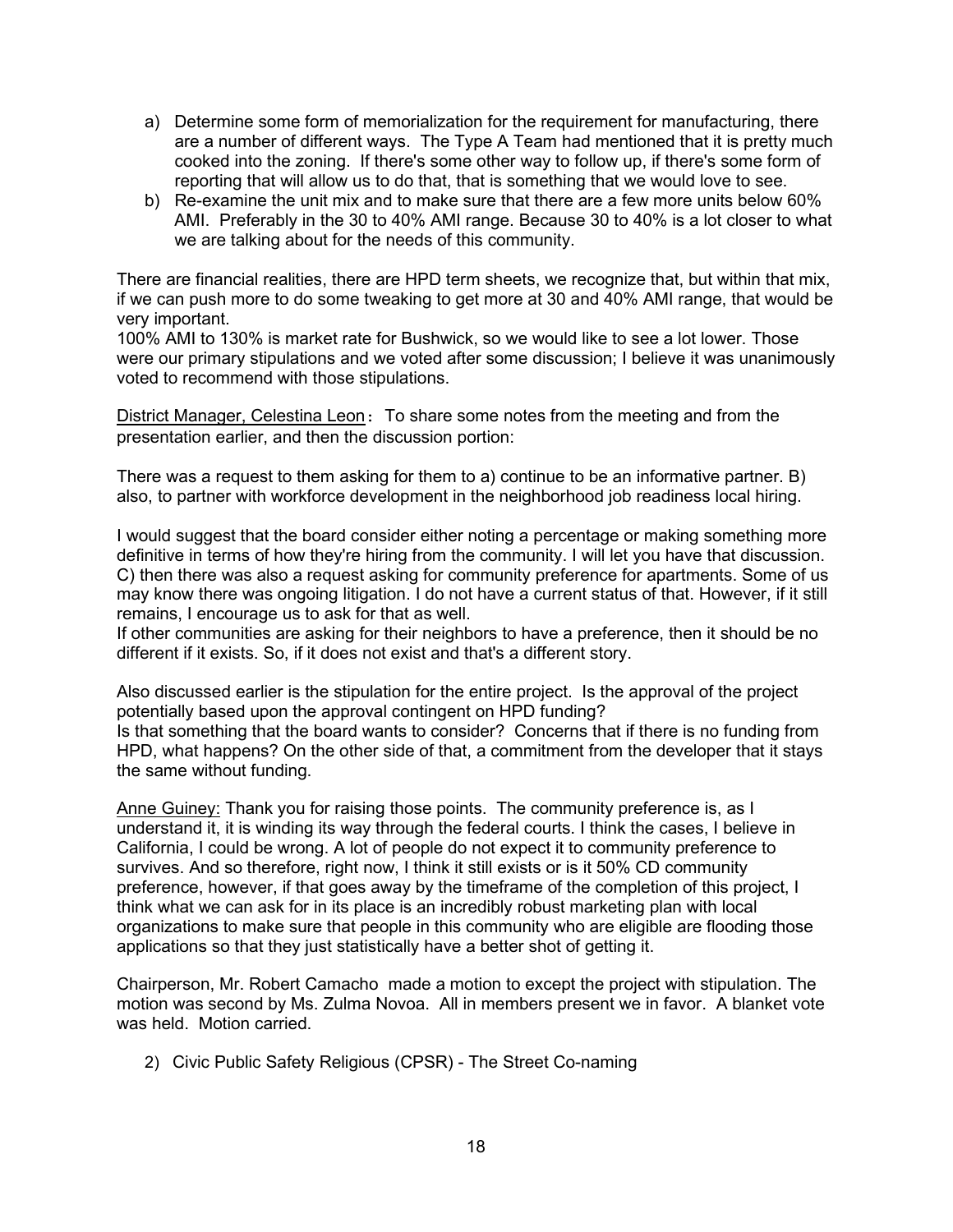a) Determine some form of memorialization for the requirement for manufacturing, there are a number of different ways. The Type A Team had mentioned that it is pretty much cooked into the zoning. If there's some other way to follow up, if there's some form of reporting that will allow us to do that, that is something that we would love to see.
b) Re-examine the unit mix and to make sure that there are a few more units below 60% AMI. Preferably in the 30 to 40% AMI range. Because 30 to 40% is a lot closer to what we are talking about for the needs of this community.

There are financial realities, there are HPD term sheets, we recognize that, but within that mix, if we can push more to do some tweaking to get more at 30 and 40% AMI range, that would be very important.
100% AMI to 130% is market rate for Bushwick, so we would like to see a lot lower. Those were our primary stipulations and we voted after some discussion; I believe it was unanimously voted to recommend with those stipulations.

<u>District Manager, Celestina Leon</u>**:** To share some notes from the meeting and from the presentation earlier, and then the discussion portion:

There was a request to them asking for them to a) continue to be an informative partner. B) also, to partner with workforce development in the neighborhood job readiness local hiring.

I would suggest that the board consider either noting a percentage or making something more definitive in terms of how they're hiring from the community. I will let you have that discussion. C) then there was also a request asking for community preference for apartments. Some of us may know there was ongoing litigation. I do not have a current status of that. However, if it still remains, I encourage us to ask for that as well.
If other communities are asking for their neighbors to have a preference, then it should be no different if it exists. So, if it does not exist and that's a different story.

Also discussed earlier is the stipulation for the entire project. Is the approval of the project potentially based upon the approval contingent on HPD funding?
Is that something that the board wants to consider? Concerns that if there is no funding from HPD, what happens? On the other side of that, a commitment from the developer that it stays the same without funding.

<u>Anne Guiney:</u> Thank you for raising those points. The community preference is, as I understand it, it is winding its way through the federal courts. I think the cases, I believe in California, I could be wrong. A lot of people do not expect it to community preference to survives. And so therefore, right now, I think it still exists or is it 50% CD community preference, however, if that goes away by the timeframe of the completion of this project, I think what we can ask for in its place is an incredibly robust marketing plan with local organizations to make sure that people in this community who are eligible are flooding those applications so that they just statistically have a better shot of getting it.

Chairperson, Mr. Robert Camacho made a motion to except the project with stipulation. The motion was second by Ms. Zulma Novoa. All in members present we in favor. A blanket vote was held. Motion carried.

2) Civic Public Safety Religious (CPSR) - The Street Co-naming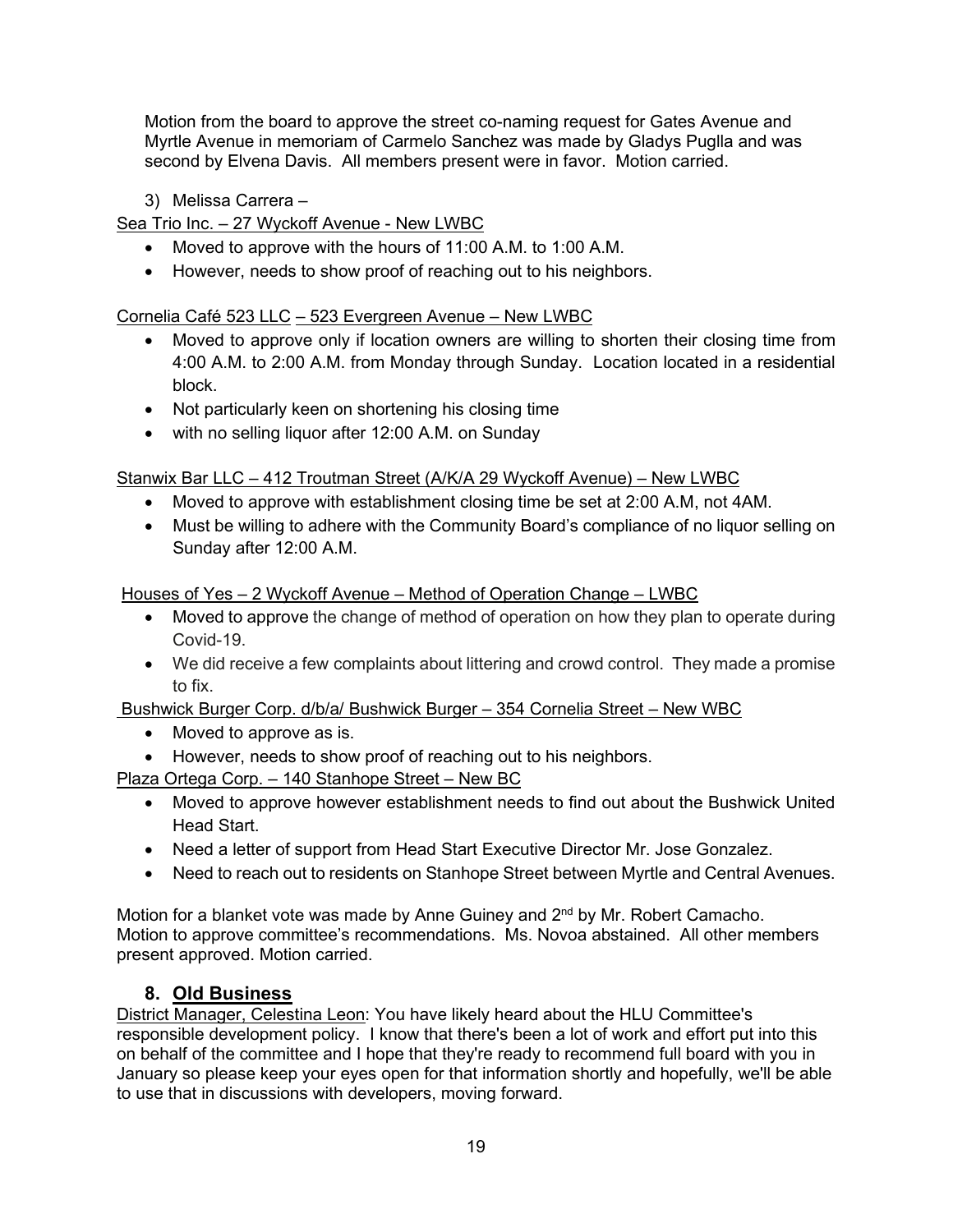Motion from the board to approve the street co-naming request for Gates Avenue and Myrtle Avenue in memoriam of Carmelo Sanchez was made by Gladys Puglla and was second by Elvena Davis. All members present were in favor. Motion carried.

3) Melissa Carrera –

Sea Trio Inc. – 27 Wyckoff Avenue - New LWBC

- Moved to approve with the hours of 11:00 A.M. to 1:00 A.M.
- However, needs to show proof of reaching out to his neighbors.

Cornelia Café 523 LLC – 523 Evergreen Avenue – New LWBC

- Moved to approve only if location owners are willing to shorten their closing time from 4:00 A.M. to 2:00 A.M. from Monday through Sunday. Location located in a residential block.
- Not particularly keen on shortening his closing time
- with no selling liquor after 12:00 A.M. on Sunday

Stanwix Bar LLC – 412 Troutman Street (A/K/A 29 Wyckoff Avenue) – New LWBC

- Moved to approve with establishment closing time be set at 2:00 A.M, not 4AM.
- Must be willing to adhere with the Community Board's compliance of no liquor selling on Sunday after 12:00 A.M.

Houses of Yes – 2 Wyckoff Avenue – Method of Operation Change – LWBC

- Moved to approve the change of method of operation on how they plan to operate during Covid-19.
- We did receive a few complaints about littering and crowd control. They made a promise to fix.

Bushwick Burger Corp. d/b/a/ Bushwick Burger – 354 Cornelia Street – New WBC

- Moved to approve as is.
- However, needs to show proof of reaching out to his neighbors.

Plaza Ortega Corp. – 140 Stanhope Street – New BC

- Moved to approve however establishment needs to find out about the Bushwick United Head Start.
- Need a letter of support from Head Start Executive Director Mr. Jose Gonzalez.
- Need to reach out to residents on Stanhope Street between Myrtle and Central Avenues.

Motion for a blanket vote was made by Anne Guiney and 2nd by Mr. Robert Camacho. Motion to approve committee's recommendations. Ms. Novoa abstained. All other members present approved. Motion carried.

## 8. Old Business

District Manager, Celestina Leon: You have likely heard about the HLU Committee's responsible development policy. I know that there's been a lot of work and effort put into this on behalf of the committee and I hope that they're ready to recommend full board with you in January so please keep your eyes open for that information shortly and hopefully, we'll be able to use that in discussions with developers, moving forward.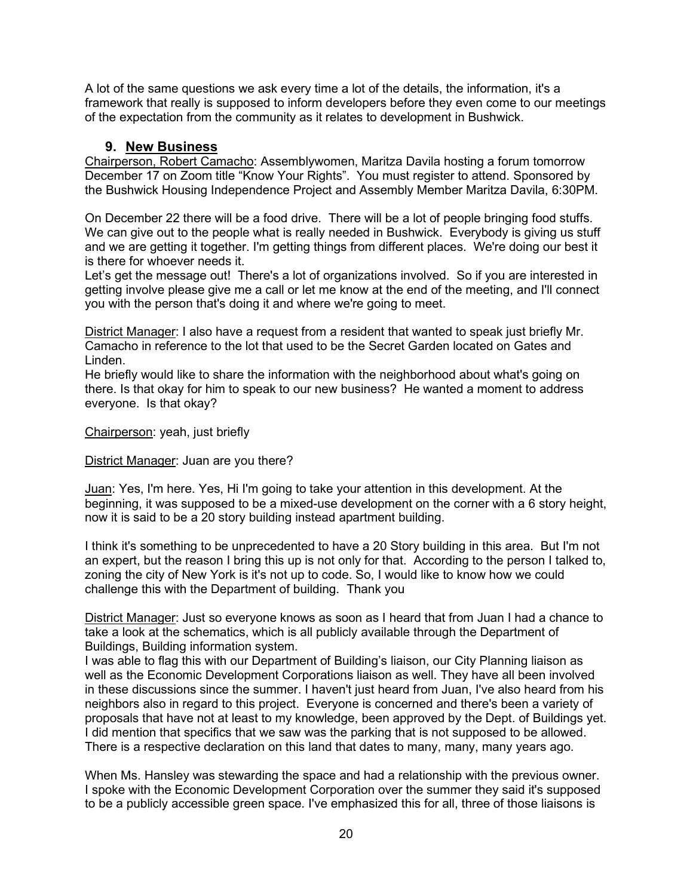A lot of the same questions we ask every time a lot of the details, the information, it's a framework that really is supposed to inform developers before they even come to our meetings of the expectation from the community as it relates to development in Bushwick.

## 9. New Business

Chairperson, Robert Camacho: Assemblywomen, Maritza Davila hosting a forum tomorrow December 17 on Zoom title "Know Your Rights". You must register to attend. Sponsored by the Bushwick Housing Independence Project and Assembly Member Maritza Davila, 6:30PM.

On December 22 there will be a food drive. There will be a lot of people bringing food stuffs. We can give out to the people what is really needed in Bushwick. Everybody is giving us stuff and we are getting it together. I'm getting things from different places. We're doing our best it is there for whoever needs it.
Let's get the message out! There's a lot of organizations involved. So if you are interested in getting involve please give me a call or let me know at the end of the meeting, and I'll connect you with the person that's doing it and where we're going to meet.

District Manager: I also have a request from a resident that wanted to speak just briefly Mr. Camacho in reference to the lot that used to be the Secret Garden located on Gates and Linden.
He briefly would like to share the information with the neighborhood about what's going on there. Is that okay for him to speak to our new business? He wanted a moment to address everyone. Is that okay?

Chairperson: yeah, just briefly

District Manager: Juan are you there?

Juan: Yes, I'm here. Yes, Hi I'm going to take your attention in this development. At the beginning, it was supposed to be a mixed-use development on the corner with a 6 story height, now it is said to be a 20 story building instead apartment building.

I think it's something to be unprecedented to have a 20 Story building in this area. But I'm not an expert, but the reason I bring this up is not only for that. According to the person I talked to, zoning the city of New York is it's not up to code. So, I would like to know how we could challenge this with the Department of building. Thank you

District Manager: Just so everyone knows as soon as I heard that from Juan I had a chance to take a look at the schematics, which is all publicly available through the Department of Buildings, Building information system.
I was able to flag this with our Department of Building's liaison, our City Planning liaison as well as the Economic Development Corporations liaison as well. They have all been involved in these discussions since the summer. I haven't just heard from Juan, I've also heard from his neighbors also in regard to this project. Everyone is concerned and there's been a variety of proposals that have not at least to my knowledge, been approved by the Dept. of Buildings yet. I did mention that specifics that we saw was the parking that is not supposed to be allowed. There is a respective declaration on this land that dates to many, many, many years ago.

When Ms. Hansley was stewarding the space and had a relationship with the previous owner. I spoke with the Economic Development Corporation over the summer they said it's supposed to be a publicly accessible green space. I've emphasized this for all, three of those liaisons is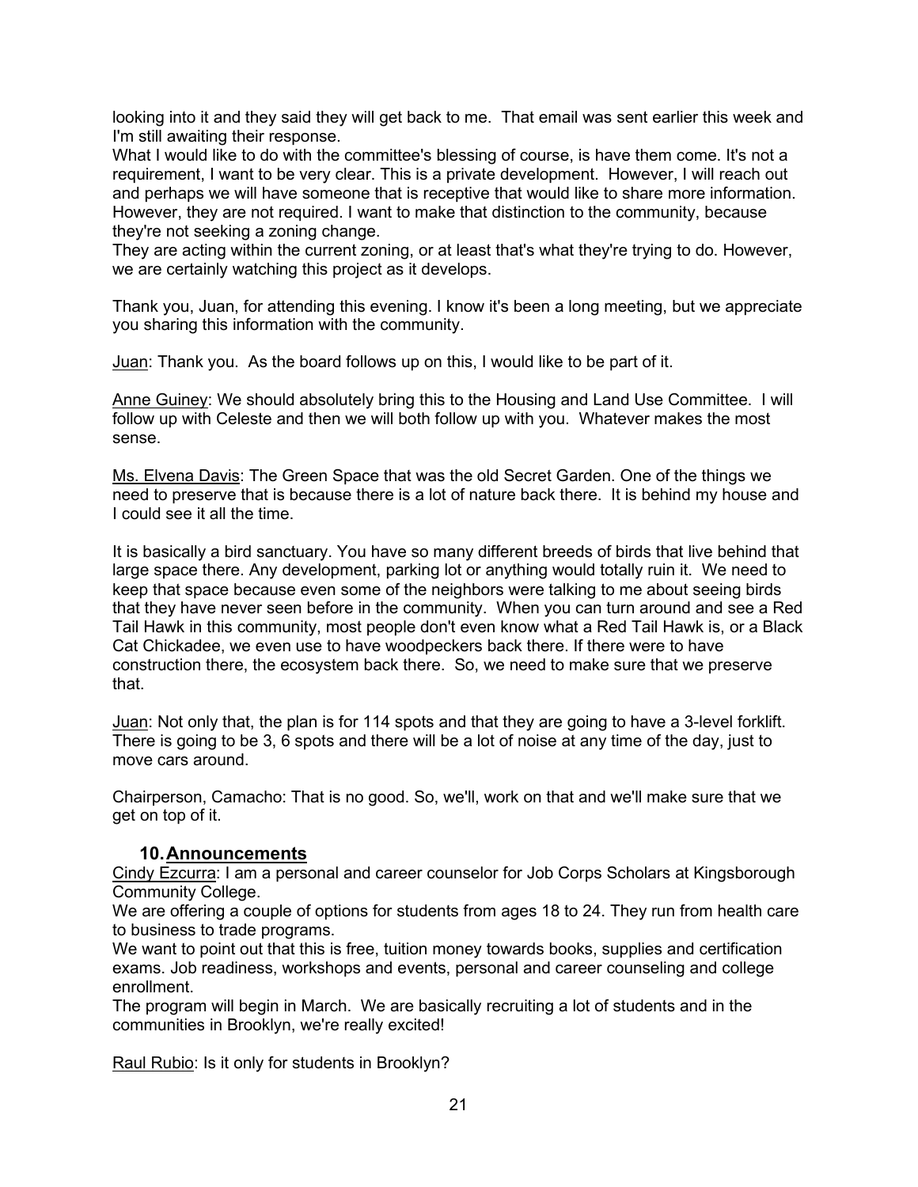looking into it and they said they will get back to me. That email was sent earlier this week and I'm still awaiting their response.
What I would like to do with the committee's blessing of course, is have them come. It's not a requirement, I want to be very clear. This is a private development. However, I will reach out and perhaps we will have someone that is receptive that would like to share more information. However, they are not required. I want to make that distinction to the community, because they're not seeking a zoning change.
They are acting within the current zoning, or at least that's what they're trying to do. However, we are certainly watching this project as it develops.

Thank you, Juan, for attending this evening. I know it's been a long meeting, but we appreciate you sharing this information with the community.

<u>Juan</u>: Thank you. As the board follows up on this, I would like to be part of it.

<u>Anne Guiney</u>: We should absolutely bring this to the Housing and Land Use Committee. I will follow up with Celeste and then we will both follow up with you. Whatever makes the most sense.

<u>Ms. Elvena Davis</u>: The Green Space that was the old Secret Garden. One of the things we need to preserve that is because there is a lot of nature back there. It is behind my house and I could see it all the time.

It is basically a bird sanctuary. You have so many different breeds of birds that live behind that large space there. Any development, parking lot or anything would totally ruin it. We need to keep that space because even some of the neighbors were talking to me about seeing birds that they have never seen before in the community. When you can turn around and see a Red Tail Hawk in this community, most people don't even know what a Red Tail Hawk is, or a Black Cat Chickadee, we even use to have woodpeckers back there. If there were to have construction there, the ecosystem back there. So, we need to make sure that we preserve that.

<u>Juan</u>: Not only that, the plan is for 114 spots and that they are going to have a 3-level forklift. There is going to be 3, 6 spots and there will be a lot of noise at any time of the day, just to move cars around.

Chairperson, Camacho: That is no good. So, we'll, work on that and we'll make sure that we get on top of it.

## 10. Announcements

<u>Cindy Ezcurra</u>: I am a personal and career counselor for Job Corps Scholars at Kingsborough Community College.
We are offering a couple of options for students from ages 18 to 24. They run from health care to business to trade programs.
We want to point out that this is free, tuition money towards books, supplies and certification exams. Job readiness, workshops and events, personal and career counseling and college enrollment.
The program will begin in March. We are basically recruiting a lot of students and in the communities in Brooklyn, we're really excited!

<u>Raul Rubio</u>: Is it only for students in Brooklyn?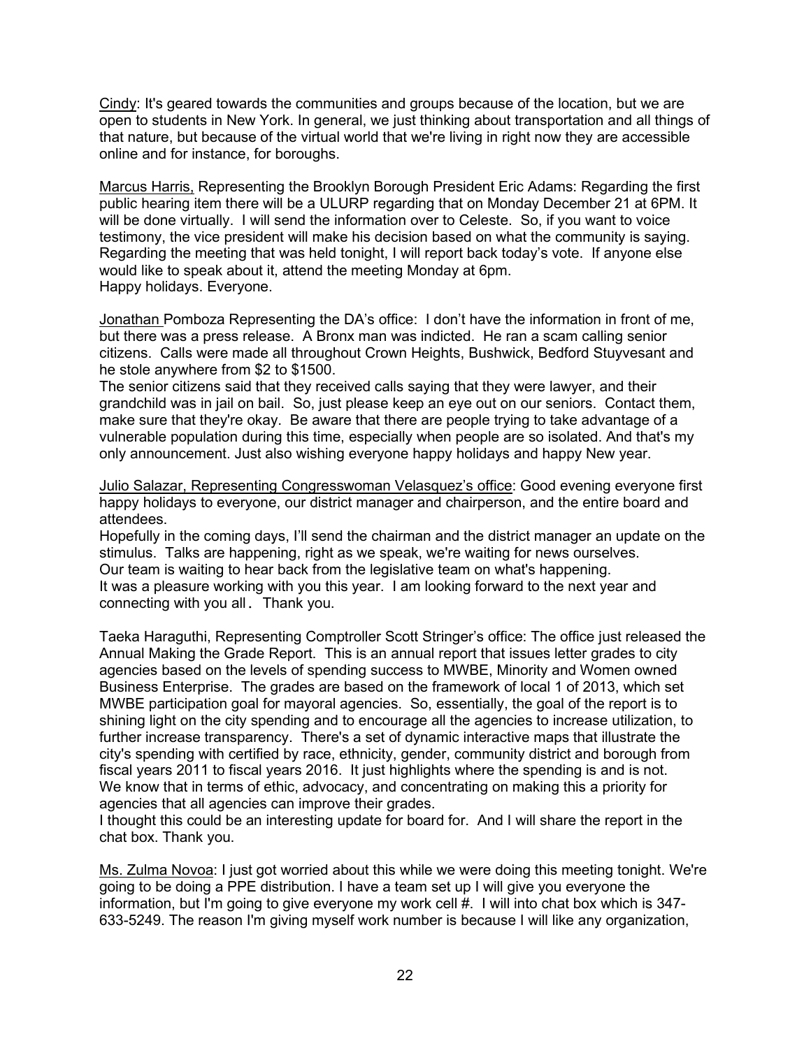Cindy: It's geared towards the communities and groups because of the location, but we are open to students in New York. In general, we just thinking about transportation and all things of that nature, but because of the virtual world that we're living in right now they are accessible online and for instance, for boroughs.

Marcus Harris, Representing the Brooklyn Borough President Eric Adams: Regarding the first public hearing item there will be a ULURP regarding that on Monday December 21 at 6PM. It will be done virtually. I will send the information over to Celeste. So, if you want to voice testimony, the vice president will make his decision based on what the community is saying. Regarding the meeting that was held tonight, I will report back today's vote. If anyone else would like to speak about it, attend the meeting Monday at 6pm.
Happy holidays. Everyone.

Jonathan Pomboza Representing the DA's office: I don't have the information in front of me, but there was a press release. A Bronx man was indicted. He ran a scam calling senior citizens. Calls were made all throughout Crown Heights, Bushwick, Bedford Stuyvesant and he stole anywhere from $2 to $1500.
The senior citizens said that they received calls saying that they were lawyer, and their grandchild was in jail on bail. So, just please keep an eye out on our seniors. Contact them, make sure that they're okay. Be aware that there are people trying to take advantage of a vulnerable population during this time, especially when people are so isolated. And that's my only announcement. Just also wishing everyone happy holidays and happy New year.

Julio Salazar, Representing Congresswoman Velasquez's office: Good evening everyone first happy holidays to everyone, our district manager and chairperson, and the entire board and attendees.
Hopefully in the coming days, I'll send the chairman and the district manager an update on the stimulus. Talks are happening, right as we speak, we're waiting for news ourselves.
Our team is waiting to hear back from the legislative team on what's happening.
It was a pleasure working with you this year. I am looking forward to the next year and connecting with you all. Thank you.

Taeka Haraguthi, Representing Comptroller Scott Stringer's office: The office just released the Annual Making the Grade Report. This is an annual report that issues letter grades to city agencies based on the levels of spending success to MWBE, Minority and Women owned Business Enterprise. The grades are based on the framework of local 1 of 2013, which set MWBE participation goal for mayoral agencies. So, essentially, the goal of the report is to shining light on the city spending and to encourage all the agencies to increase utilization, to further increase transparency. There's a set of dynamic interactive maps that illustrate the city's spending with certified by race, ethnicity, gender, community district and borough from fiscal years 2011 to fiscal years 2016. It just highlights where the spending is and is not. We know that in terms of ethic, advocacy, and concentrating on making this a priority for agencies that all agencies can improve their grades.
I thought this could be an interesting update for board for. And I will share the report in the chat box. Thank you.

Ms. Zulma Novoa: I just got worried about this while we were doing this meeting tonight. We're going to be doing a PPE distribution. I have a team set up I will give you everyone the information, but I'm going to give everyone my work cell #. I will into chat box which is 347-633-5249. The reason I'm giving myself work number is because I will like any organization,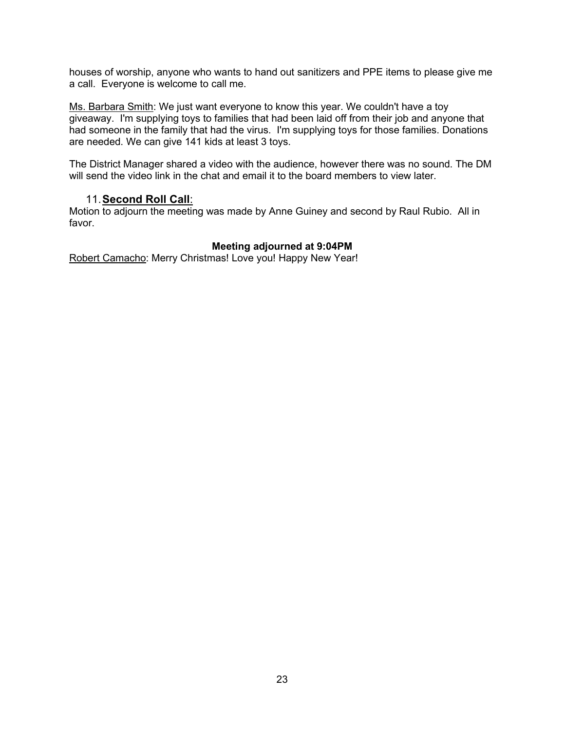houses of worship, anyone who wants to hand out sanitizers and PPE items to please give me a call. Everyone is welcome to call me.

<u>Ms. Barbara Smith</u>: We just want everyone to know this year. We couldn't have a toy giveaway. I'm supplying toys to families that had been laid off from their job and anyone that had someone in the family that had the virus. I'm supplying toys for those families. Donations are needed. We can give 141 kids at least 3 toys.

The District Manager shared a video with the audience, however there was no sound. The DM will send the video link in the chat and email it to the board members to view later.

11. **<u>Second Roll Call</u>**:

Motion to adjourn the meeting was made by Anne Guiney and second by Raul Rubio. All in favor.

**Meeting adjourned at 9:04PM**

<u>Robert Camacho</u>: Merry Christmas! Love you! Happy New Year!